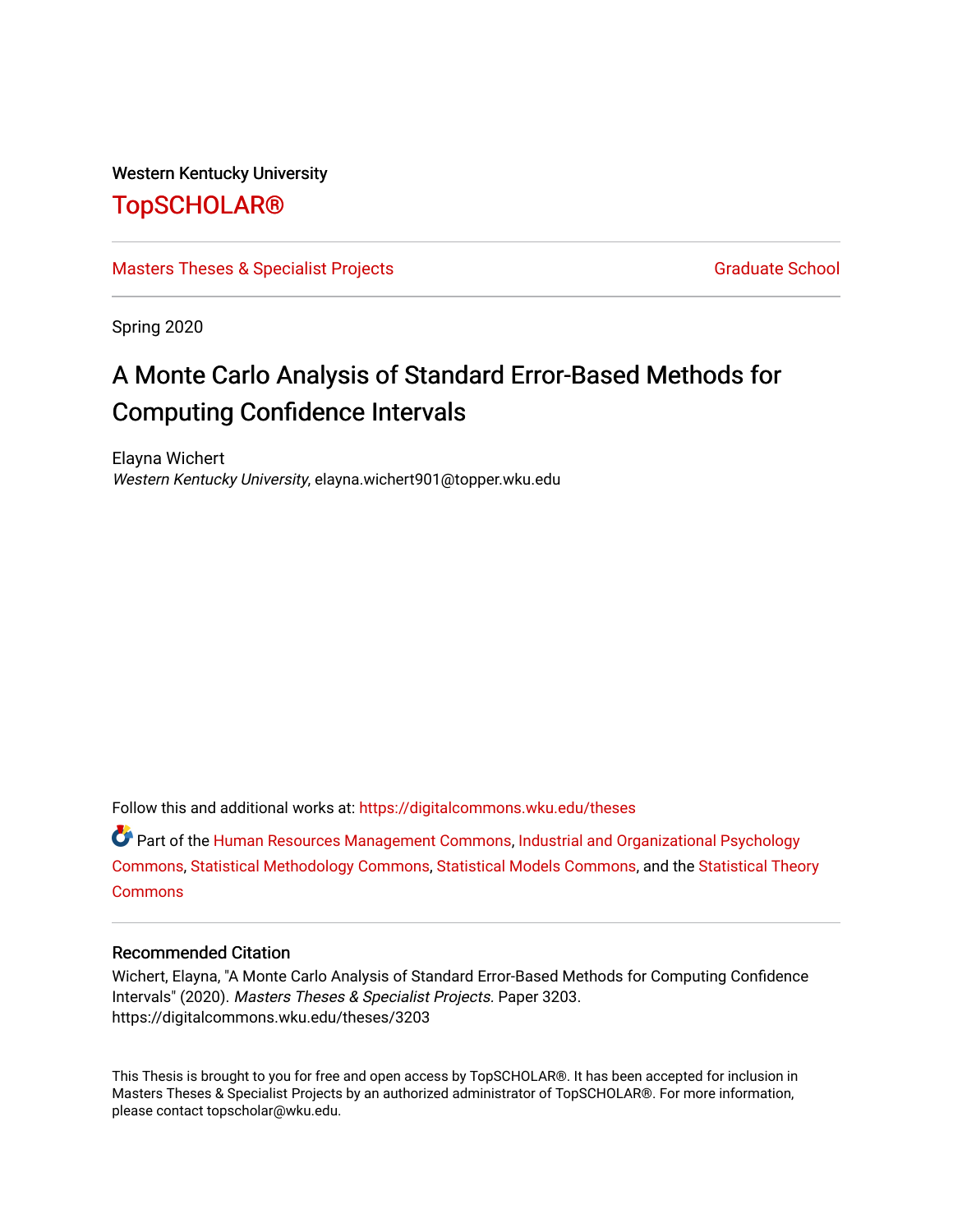Western Kentucky University

# TopSCHOLAR®

Masters Theses & Specialist Projects | Graduate School

Spring 2020

## A Monte Carlo Analysis of Standard Error-Based Methods for Computing Confidence Intervals

Elayna Wichert
*Western Kentucky University*, elayna.wichert901@topper.wku.edu

Follow this and additional works at: https://digitalcommons.wku.edu/theses

Part of the Human Resources Management Commons, Industrial and Organizational Psychology Commons, Statistical Methodology Commons, Statistical Models Commons, and the Statistical Theory Commons

### Recommended Citation

Wichert, Elayna, "A Monte Carlo Analysis of Standard Error-Based Methods for Computing Confidence Intervals" (2020). *Masters Theses & Specialist Projects.* Paper 3203.
https://digitalcommons.wku.edu/theses/3203

This Thesis is brought to you for free and open access by TopSCHOLAR®. It has been accepted for inclusion in Masters Theses & Specialist Projects by an authorized administrator of TopSCHOLAR®. For more information, please contact topscholar@wku.edu.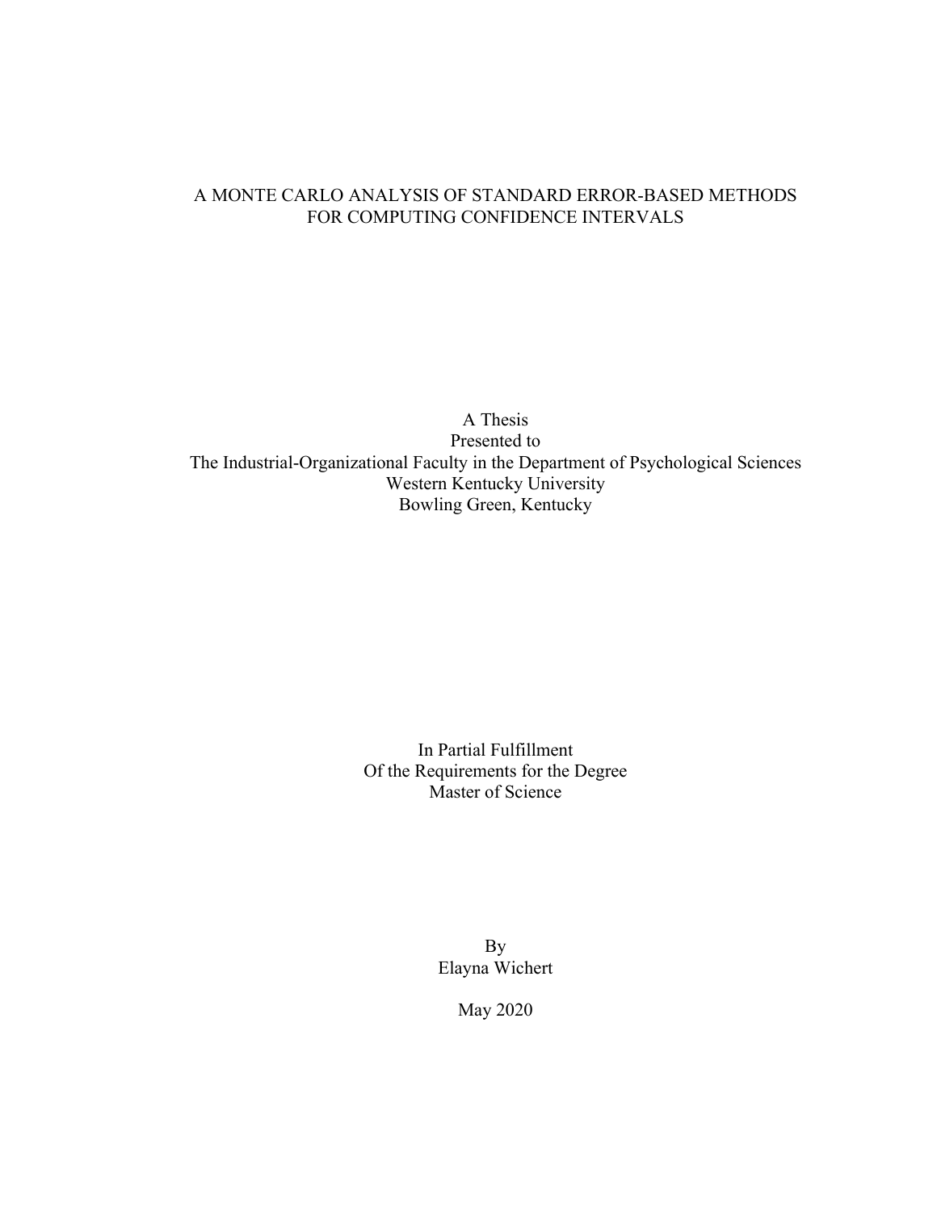# A MONTE CARLO ANALYSIS OF STANDARD ERROR-BASED METHODS FOR COMPUTING CONFIDENCE INTERVALS

A Thesis
Presented to
The Industrial-Organizational Faculty in the Department of Psychological Sciences
Western Kentucky University
Bowling Green, Kentucky

In Partial Fulfillment
Of the Requirements for the Degree
Master of Science

By
Elayna Wichert

May 2020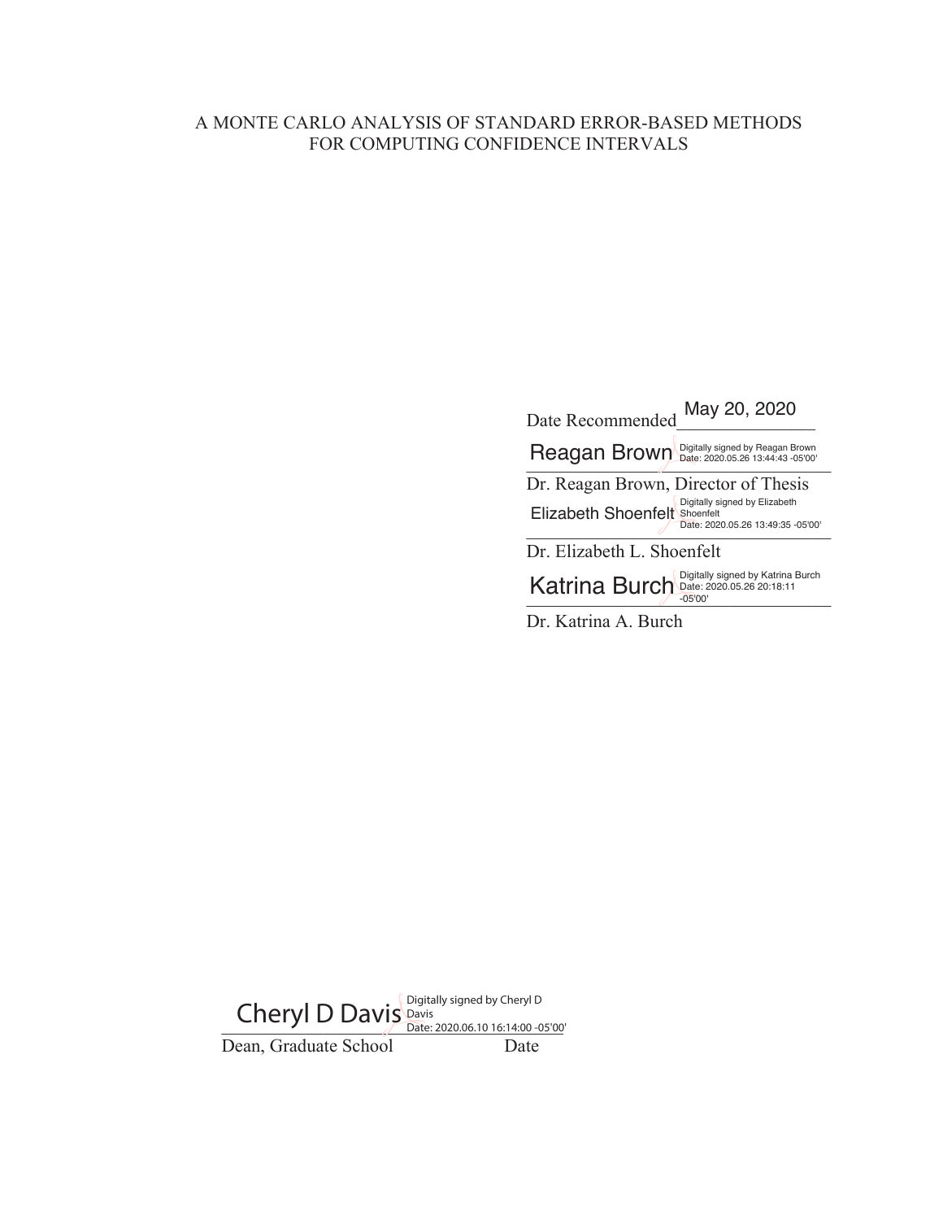# A MONTE CARLO ANALYSIS OF STANDARD ERROR-BASED METHODS FOR COMPUTING CONFIDENCE INTERVALS

Date Recommended May 20, 2020

Reagan Brown
Digitally signed by Reagan Brown
Date: 2020.05.26 13:44:43 -05'00'

Dr. Reagan Brown, Director of Thesis

Elizabeth Shoenfelt
Digitally signed by Elizabeth Shoenfelt
Date: 2020.05.26 13:49:35 -05'00'

Dr. Elizabeth L. Shoenfelt

Katrina Burch
Digitally signed by Katrina Burch
Date: 2020.05.26 20:18:11 -05'00'

Dr. Katrina A. Burch

Cheryl D Davis
Digitally signed by Cheryl D Davis
Date: 2020.06.10 16:14:00 -05'00'

Dean, Graduate School Date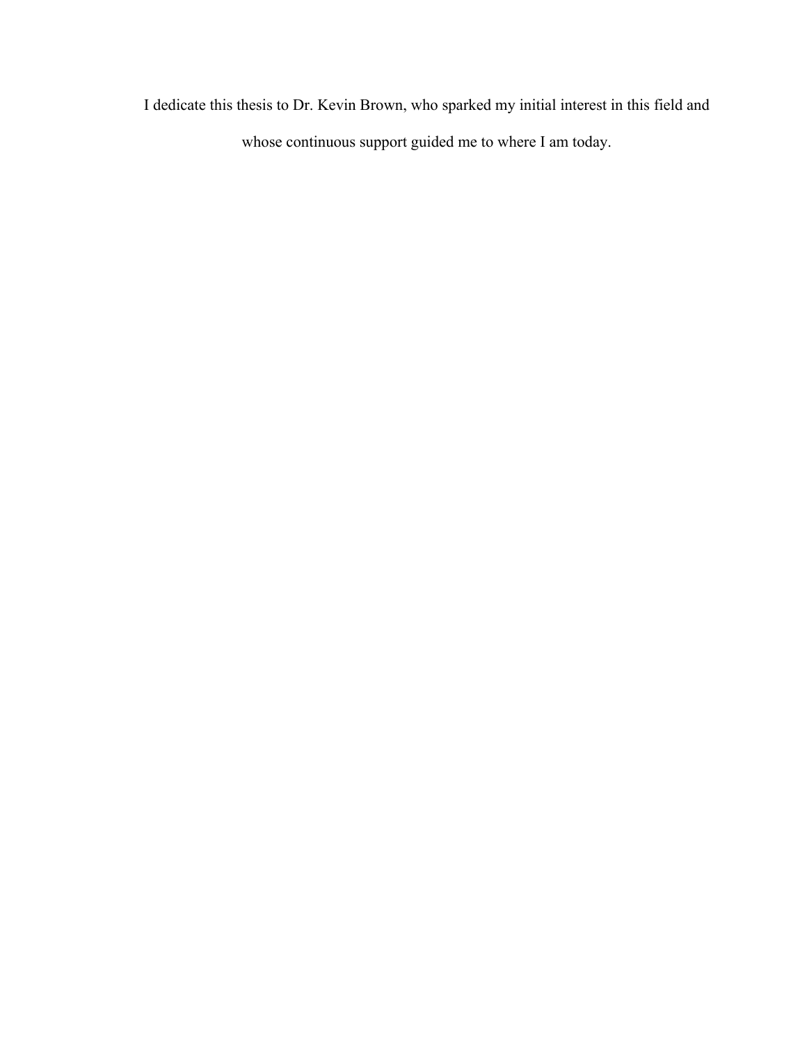I dedicate this thesis to Dr. Kevin Brown, who sparked my initial interest in this field and whose continuous support guided me to where I am today.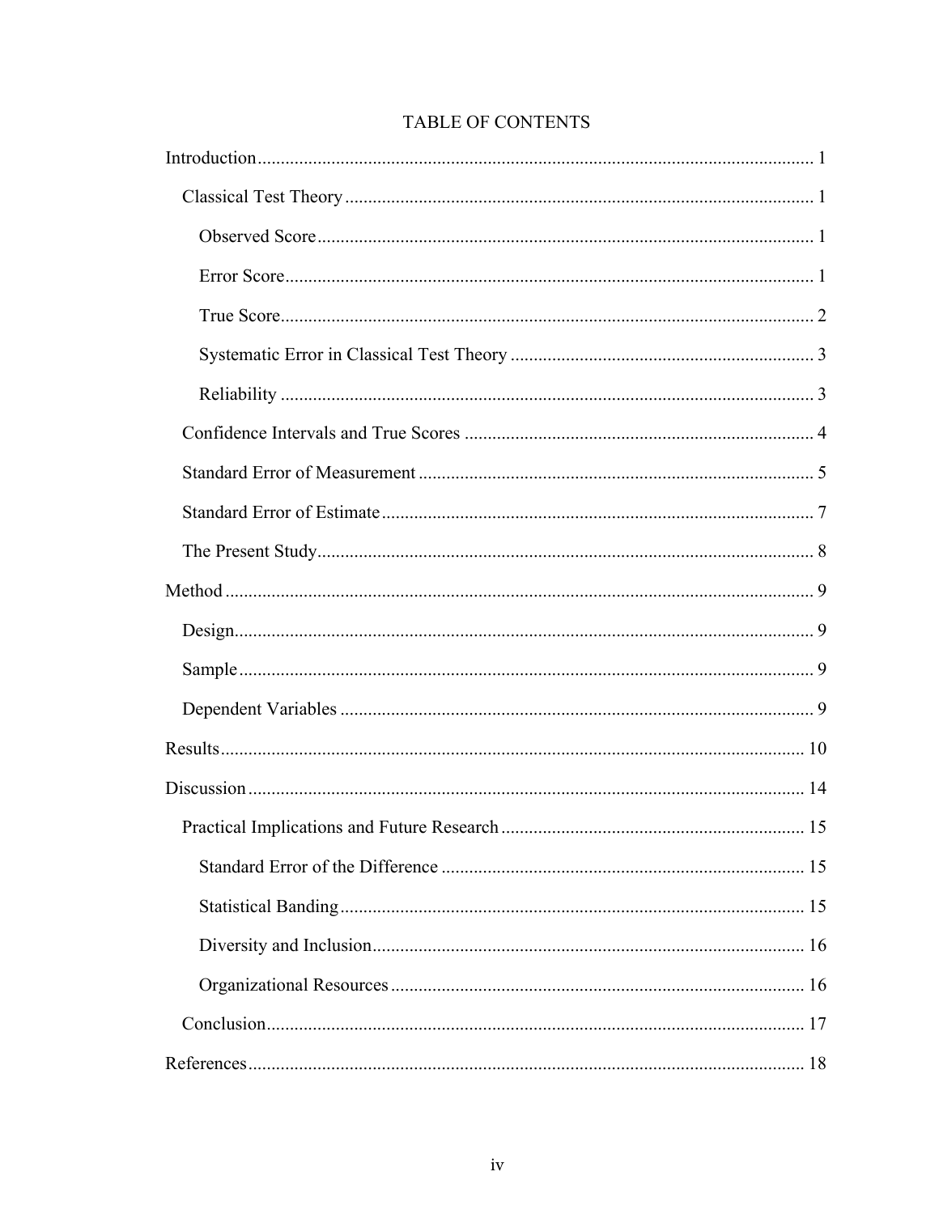# TABLE OF CONTENTS

Introduction ........................................................................................................................ 1

  Classical Test Theory ..................................................................................................... 1

    Observed Score ........................................................................................................... 1

    Error Score .................................................................................................................. 1

    True Score ................................................................................................................... 2

    Systematic Error in Classical Test Theory .................................................................. 3

    Reliability ................................................................................................................... 3

  Confidence Intervals and True Scores ............................................................................ 4

  Standard Error of Measurement ..................................................................................... 5

  Standard Error of Estimate ............................................................................................. 7

  The Present Study ........................................................................................................... 8

Method ............................................................................................................................... 9

  Design ............................................................................................................................. 9

  Sample ............................................................................................................................ 9

  Dependent Variables ....................................................................................................... 9

Results .............................................................................................................................. 10

Discussion ........................................................................................................................ 14

  Practical Implications and Future Research ................................................................. 15

    Standard Error of the Difference ............................................................................... 15

    Statistical Banding ..................................................................................................... 15

    Diversity and Inclusion .............................................................................................. 16

    Organizational Resources .......................................................................................... 16

  Conclusion ..................................................................................................................... 17

References ........................................................................................................................ 18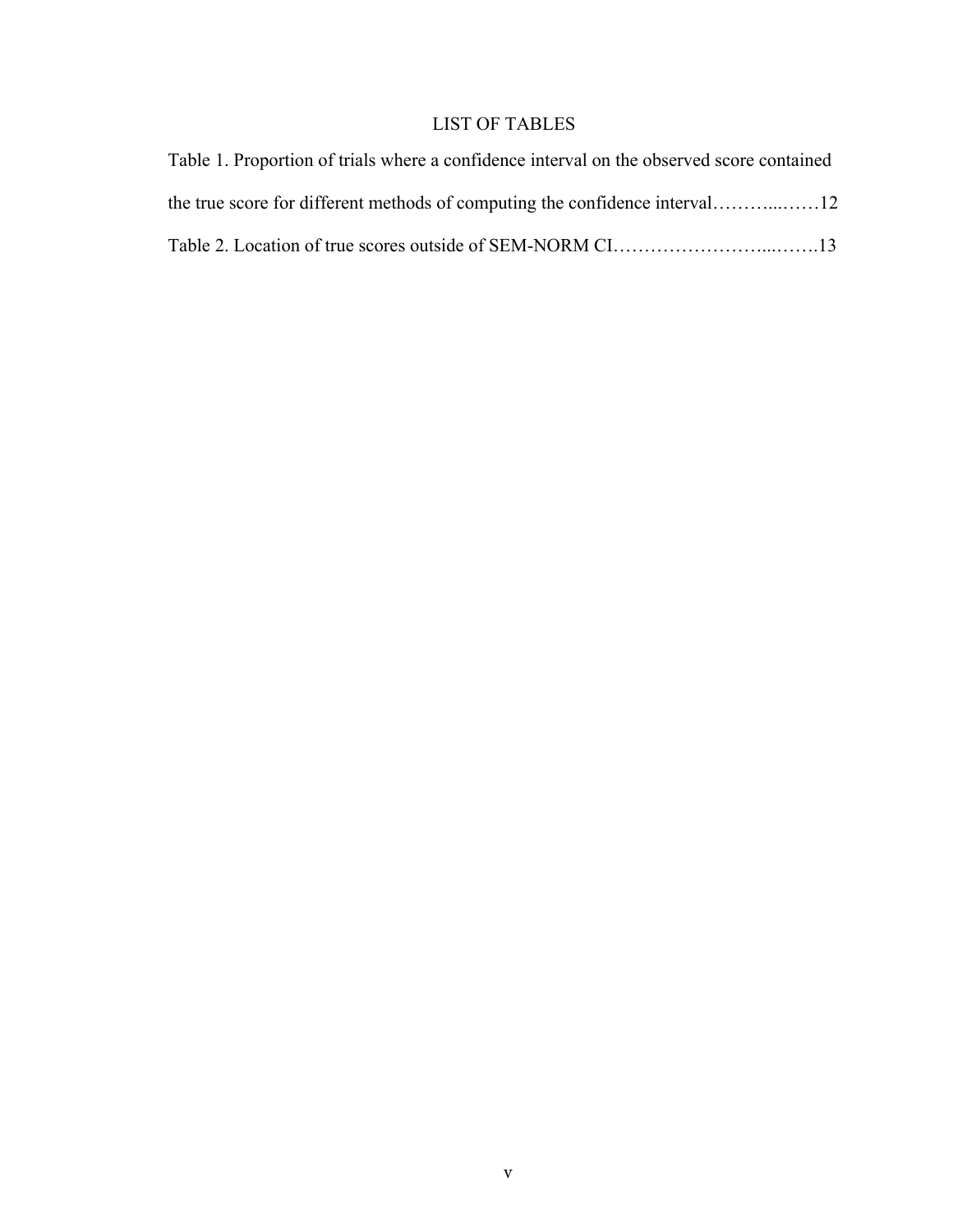# LIST OF TABLES

Table 1. Proportion of trials where a confidence interval on the observed score contained the true score for different methods of computing the confidence interval………...……12

Table 2. Location of true scores outside of SEM-NORM CI…………………….....…….13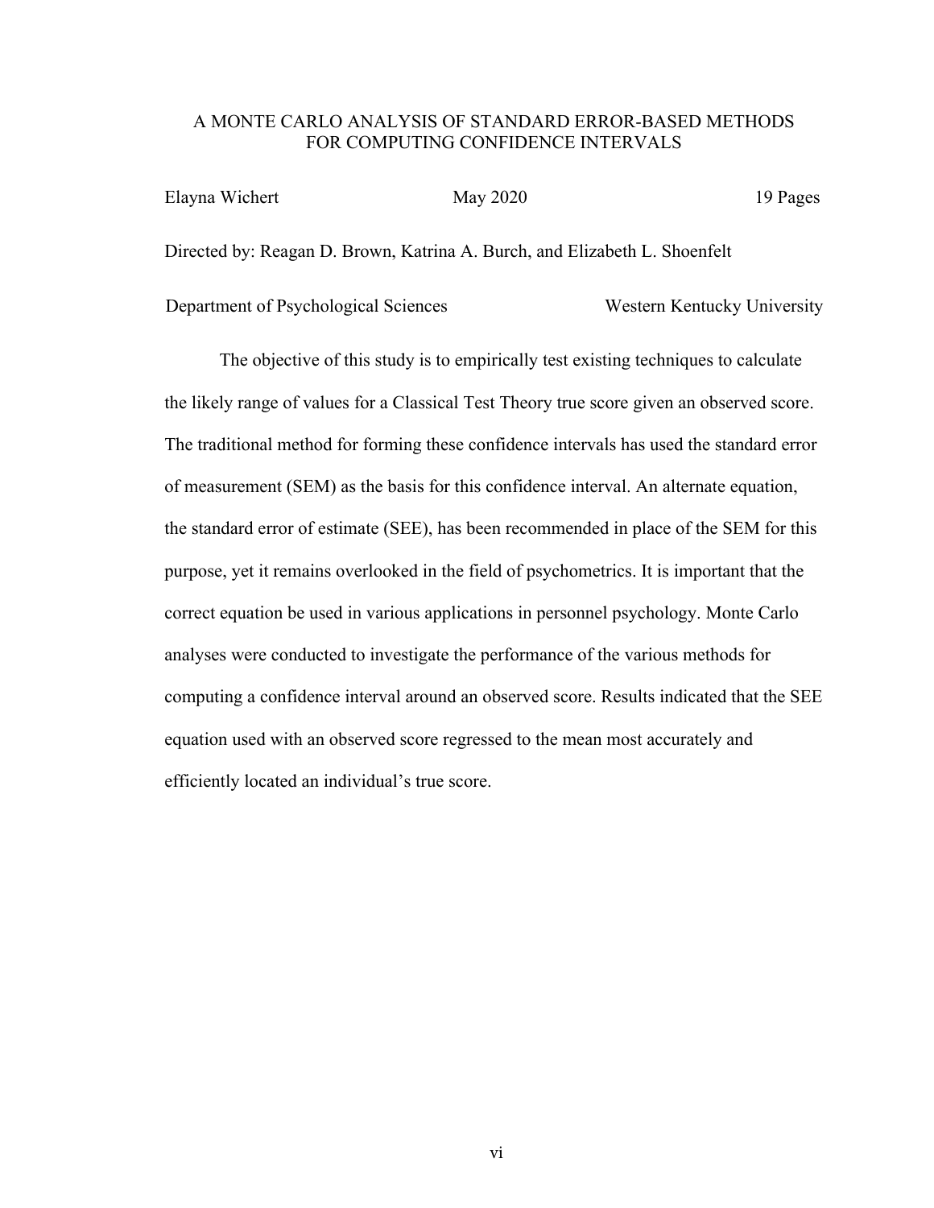A MONTE CARLO ANALYSIS OF STANDARD ERROR-BASED METHODS FOR COMPUTING CONFIDENCE INTERVALS

Elayna Wichert | May 2020 | 19 Pages

Directed by: Reagan D. Brown, Katrina A. Burch, and Elizabeth L. Shoenfelt

Department of Psychological Sciences | Western Kentucky University

The objective of this study is to empirically test existing techniques to calculate the likely range of values for a Classical Test Theory true score given an observed score. The traditional method for forming these confidence intervals has used the standard error of measurement (SEM) as the basis for this confidence interval. An alternate equation, the standard error of estimate (SEE), has been recommended in place of the SEM for this purpose, yet it remains overlooked in the field of psychometrics. It is important that the correct equation be used in various applications in personnel psychology. Monte Carlo analyses were conducted to investigate the performance of the various methods for computing a confidence interval around an observed score. Results indicated that the SEE equation used with an observed score regressed to the mean most accurately and efficiently located an individual's true score.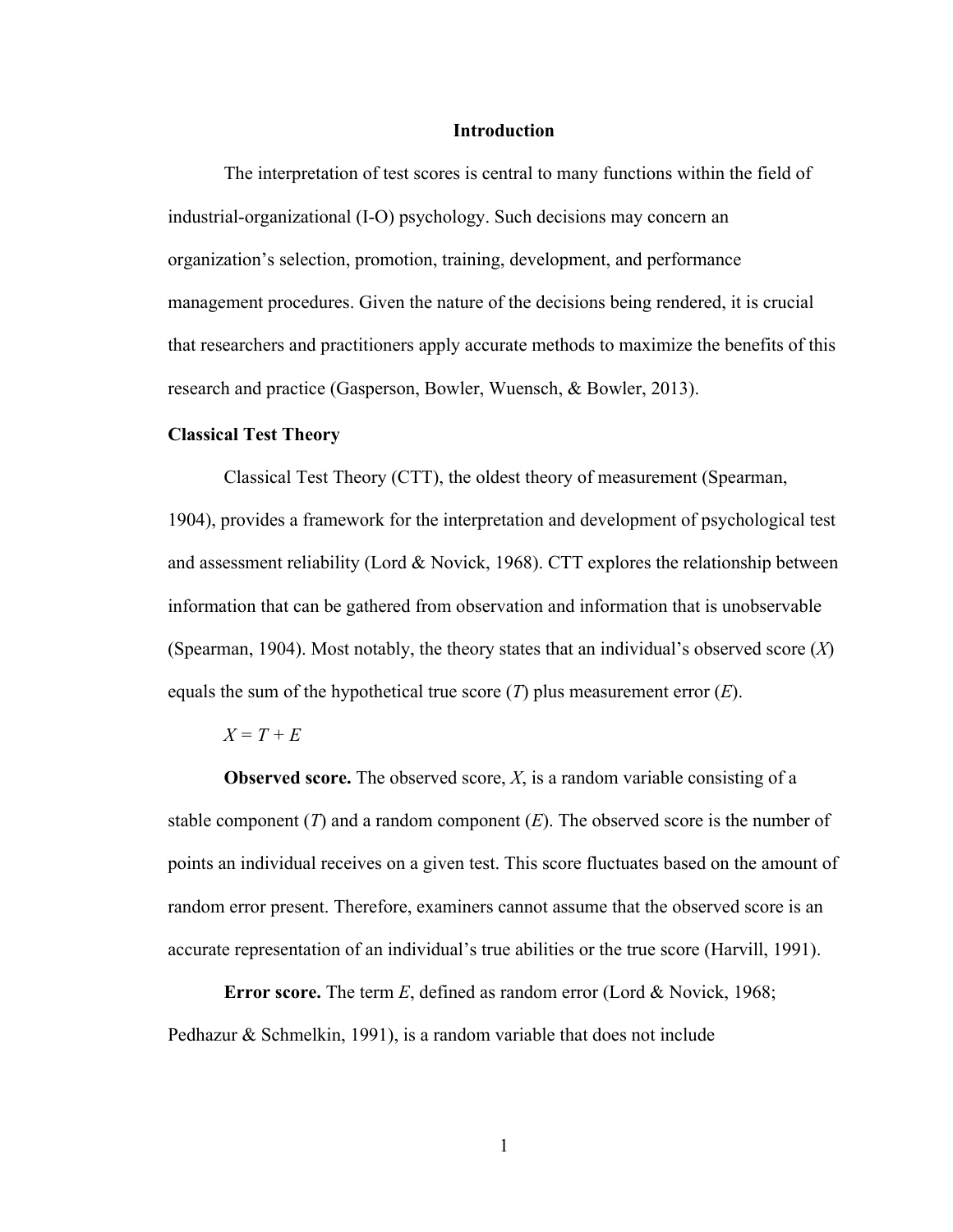# Introduction

The interpretation of test scores is central to many functions within the field of industrial-organizational (I-O) psychology. Such decisions may concern an organization's selection, promotion, training, development, and performance management procedures. Given the nature of the decisions being rendered, it is crucial that researchers and practitioners apply accurate methods to maximize the benefits of this research and practice (Gasperson, Bowler, Wuensch, & Bowler, 2013).

## Classical Test Theory

Classical Test Theory (CTT), the oldest theory of measurement (Spearman, 1904), provides a framework for the interpretation and development of psychological test and assessment reliability (Lord & Novick, 1968). CTT explores the relationship between information that can be gathered from observation and information that is unobservable (Spearman, 1904). Most notably, the theory states that an individual's observed score ($X$) equals the sum of the hypothetical true score ($T$) plus measurement error ($E$).

$$X = T + E$$

**Observed score.** The observed score, $X$, is a random variable consisting of a stable component ($T$) and a random component ($E$). The observed score is the number of points an individual receives on a given test. This score fluctuates based on the amount of random error present. Therefore, examiners cannot assume that the observed score is an accurate representation of an individual's true abilities or the true score (Harvill, 1991).

**Error score.** The term $E$, defined as random error (Lord & Novick, 1968; Pedhazur & Schmelkin, 1991), is a random variable that does not include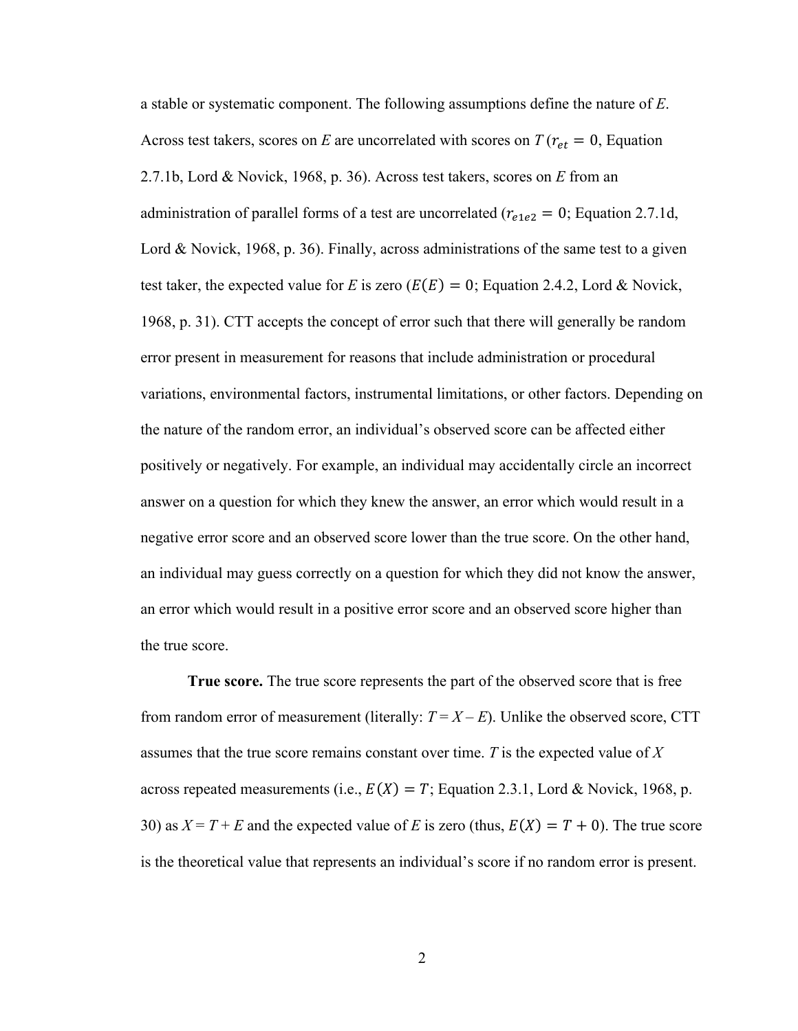a stable or systematic component. The following assumptions define the nature of *E*. Across test takers, scores on *E* are uncorrelated with scores on *T* ($r_{et} = 0$, Equation 2.7.1b, Lord & Novick, 1968, p. 36). Across test takers, scores on *E* from an administration of parallel forms of a test are uncorrelated ($r_{e1e2} = 0$; Equation 2.7.1d, Lord & Novick, 1968, p. 36). Finally, across administrations of the same test to a given test taker, the expected value for *E* is zero ($E(E) = 0$; Equation 2.4.2, Lord & Novick, 1968, p. 31). CTT accepts the concept of error such that there will generally be random error present in measurement for reasons that include administration or procedural variations, environmental factors, instrumental limitations, or other factors. Depending on the nature of the random error, an individual's observed score can be affected either positively or negatively. For example, an individual may accidentally circle an incorrect answer on a question for which they knew the answer, an error which would result in a negative error score and an observed score lower than the true score. On the other hand, an individual may guess correctly on a question for which they did not know the answer, an error which would result in a positive error score and an observed score higher than the true score.

**True score.** The true score represents the part of the observed score that is free from random error of measurement (literally: $T = X - E$). Unlike the observed score, CTT assumes that the true score remains constant over time. *T* is the expected value of *X* across repeated measurements (i.e., $E(X) = T$; Equation 2.3.1, Lord & Novick, 1968, p. 30) as $X = T + E$ and the expected value of *E* is zero (thus, $E(X) = T + 0$). The true score is the theoretical value that represents an individual's score if no random error is present.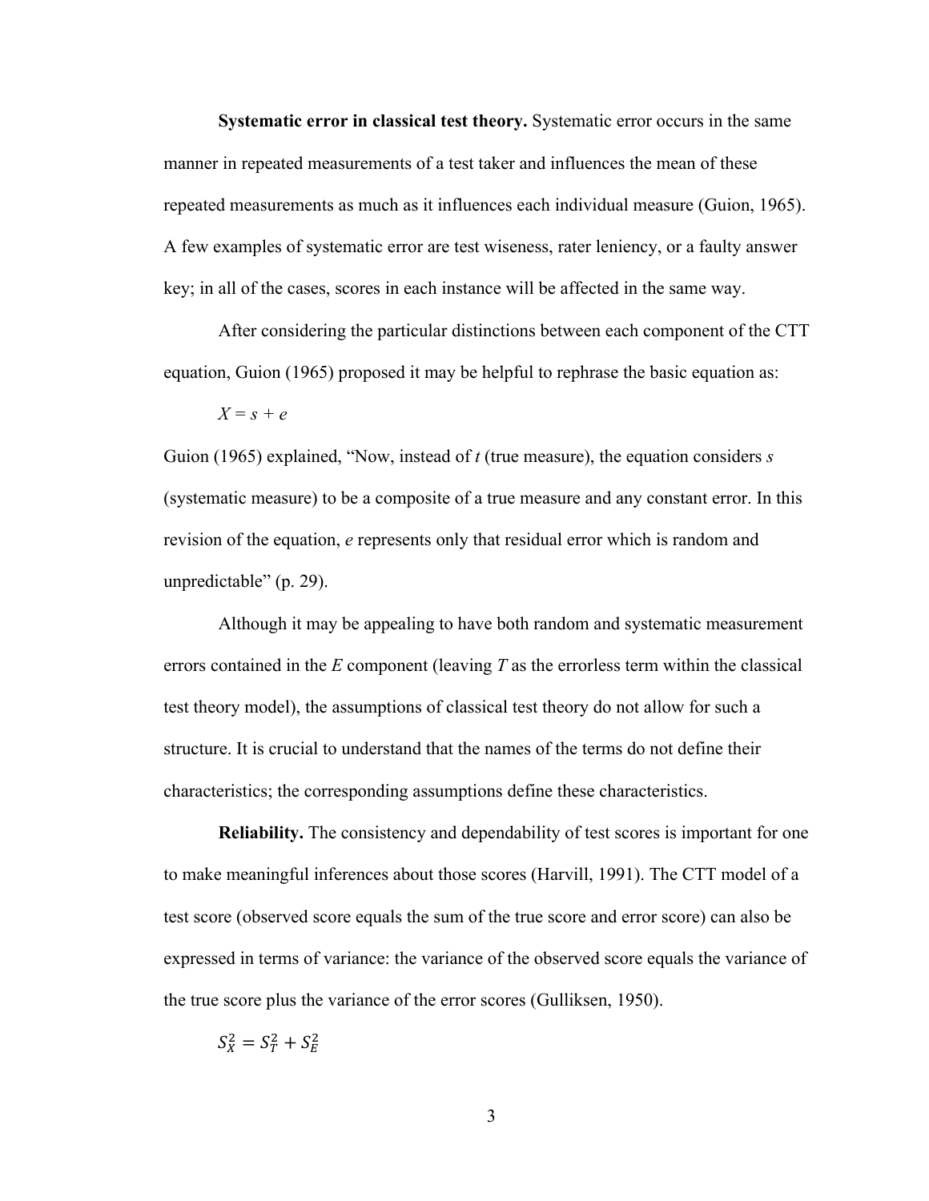**Systematic error in classical test theory.** Systematic error occurs in the same manner in repeated measurements of a test taker and influences the mean of these repeated measurements as much as it influences each individual measure (Guion, 1965). A few examples of systematic error are test wiseness, rater leniency, or a faulty answer key; in all of the cases, scores in each instance will be affected in the same way.

After considering the particular distinctions between each component of the CTT equation, Guion (1965) proposed it may be helpful to rephrase the basic equation as:

$$X = s + e$$

Guion (1965) explained, "Now, instead of *t* (true measure), the equation considers *s* (systematic measure) to be a composite of a true measure and any constant error. In this revision of the equation, *e* represents only that residual error which is random and unpredictable" (p. 29).

Although it may be appealing to have both random and systematic measurement errors contained in the *E* component (leaving *T* as the errorless term within the classical test theory model), the assumptions of classical test theory do not allow for such a structure. It is crucial to understand that the names of the terms do not define their characteristics; the corresponding assumptions define these characteristics.

**Reliability.** The consistency and dependability of test scores is important for one to make meaningful inferences about those scores (Harvill, 1991). The CTT model of a test score (observed score equals the sum of the true score and error score) can also be expressed in terms of variance: the variance of the observed score equals the variance of the true score plus the variance of the error scores (Gulliksen, 1950).

$$S_X^2 = S_T^2 + S_E^2$$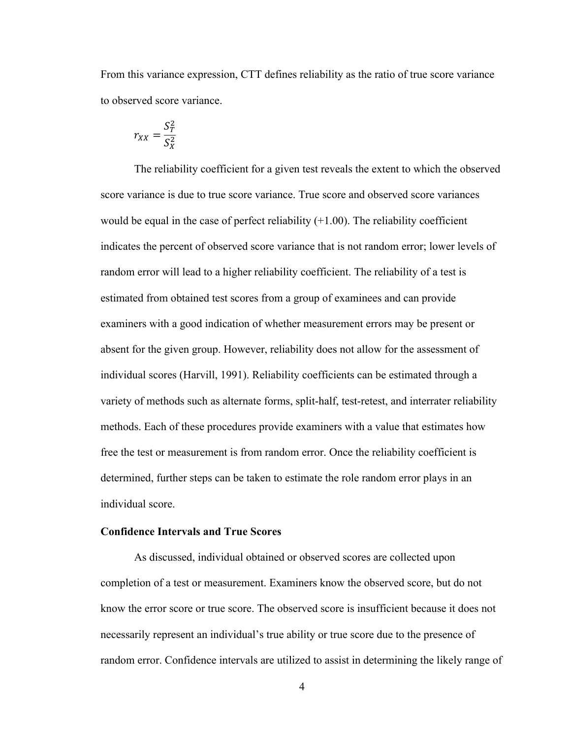From this variance expression, CTT defines reliability as the ratio of true score variance to observed score variance.

$$r_{XX} = \frac{S_T^2}{S_X^2}$$

The reliability coefficient for a given test reveals the extent to which the observed score variance is due to true score variance. True score and observed score variances would be equal in the case of perfect reliability (+1.00). The reliability coefficient indicates the percent of observed score variance that is not random error; lower levels of random error will lead to a higher reliability coefficient. The reliability of a test is estimated from obtained test scores from a group of examinees and can provide examiners with a good indication of whether measurement errors may be present or absent for the given group. However, reliability does not allow for the assessment of individual scores (Harvill, 1991). Reliability coefficients can be estimated through a variety of methods such as alternate forms, split-half, test-retest, and interrater reliability methods. Each of these procedures provide examiners with a value that estimates how free the test or measurement is from random error. Once the reliability coefficient is determined, further steps can be taken to estimate the role random error plays in an individual score.

**Confidence Intervals and True Scores**

As discussed, individual obtained or observed scores are collected upon completion of a test or measurement. Examiners know the observed score, but do not know the error score or true score. The observed score is insufficient because it does not necessarily represent an individual's true ability or true score due to the presence of random error. Confidence intervals are utilized to assist in determining the likely range of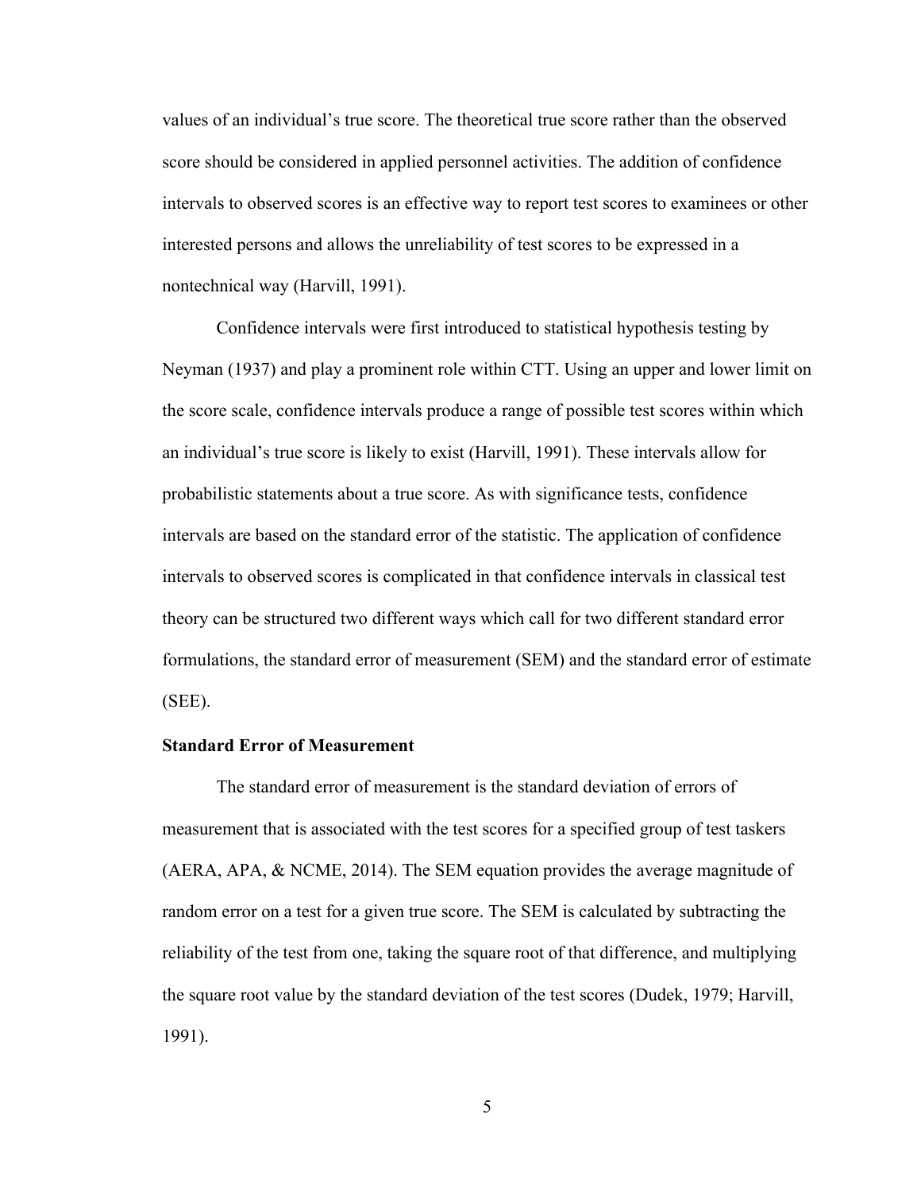values of an individual's true score. The theoretical true score rather than the observed score should be considered in applied personnel activities. The addition of confidence intervals to observed scores is an effective way to report test scores to examinees or other interested persons and allows the unreliability of test scores to be expressed in a nontechnical way (Harvill, 1991).

Confidence intervals were first introduced to statistical hypothesis testing by Neyman (1937) and play a prominent role within CTT. Using an upper and lower limit on the score scale, confidence intervals produce a range of possible test scores within which an individual's true score is likely to exist (Harvill, 1991). These intervals allow for probabilistic statements about a true score. As with significance tests, confidence intervals are based on the standard error of the statistic. The application of confidence intervals to observed scores is complicated in that confidence intervals in classical test theory can be structured two different ways which call for two different standard error formulations, the standard error of measurement (SEM) and the standard error of estimate (SEE).

**Standard Error of Measurement**

The standard error of measurement is the standard deviation of errors of measurement that is associated with the test scores for a specified group of test taskers (AERA, APA, & NCME, 2014). The SEM equation provides the average magnitude of random error on a test for a given true score. The SEM is calculated by subtracting the reliability of the test from one, taking the square root of that difference, and multiplying the square root value by the standard deviation of the test scores (Dudek, 1979; Harvill, 1991).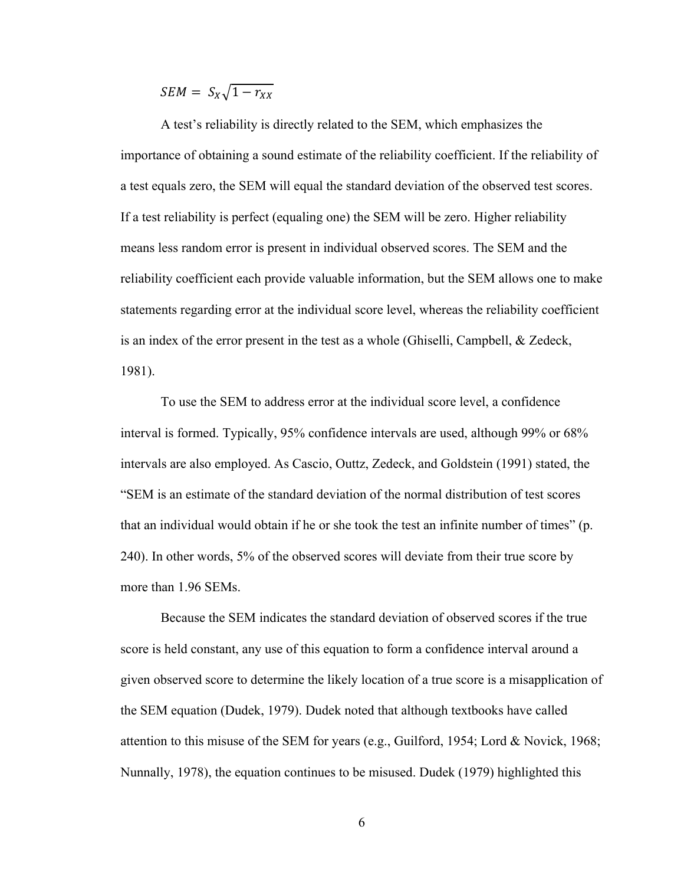$$SEM = S_X\sqrt{1 - r_{XX}}$$

A test's reliability is directly related to the SEM, which emphasizes the importance of obtaining a sound estimate of the reliability coefficient. If the reliability of a test equals zero, the SEM will equal the standard deviation of the observed test scores. If a test reliability is perfect (equaling one) the SEM will be zero. Higher reliability means less random error is present in individual observed scores. The SEM and the reliability coefficient each provide valuable information, but the SEM allows one to make statements regarding error at the individual score level, whereas the reliability coefficient is an index of the error present in the test as a whole (Ghiselli, Campbell, & Zedeck, 1981).

To use the SEM to address error at the individual score level, a confidence interval is formed. Typically, 95% confidence intervals are used, although 99% or 68% intervals are also employed. As Cascio, Outtz, Zedeck, and Goldstein (1991) stated, the "SEM is an estimate of the standard deviation of the normal distribution of test scores that an individual would obtain if he or she took the test an infinite number of times" (p. 240). In other words, 5% of the observed scores will deviate from their true score by more than 1.96 SEMs.

Because the SEM indicates the standard deviation of observed scores if the true score is held constant, any use of this equation to form a confidence interval around a given observed score to determine the likely location of a true score is a misapplication of the SEM equation (Dudek, 1979). Dudek noted that although textbooks have called attention to this misuse of the SEM for years (e.g., Guilford, 1954; Lord & Novick, 1968; Nunnally, 1978), the equation continues to be misused. Dudek (1979) highlighted this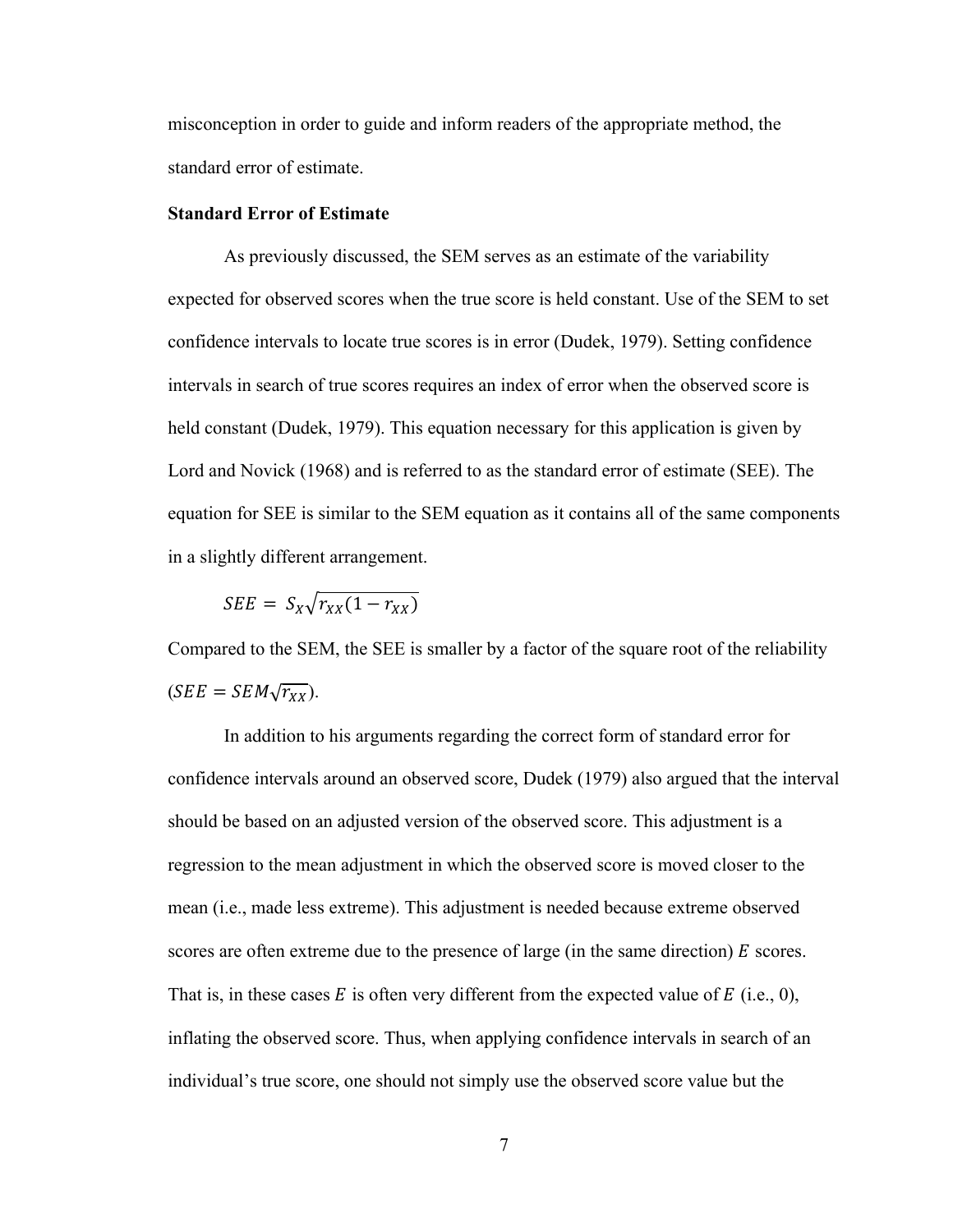misconception in order to guide and inform readers of the appropriate method, the standard error of estimate.

**Standard Error of Estimate**

As previously discussed, the SEM serves as an estimate of the variability expected for observed scores when the true score is held constant. Use of the SEM to set confidence intervals to locate true scores is in error (Dudek, 1979). Setting confidence intervals in search of true scores requires an index of error when the observed score is held constant (Dudek, 1979). This equation necessary for this application is given by Lord and Novick (1968) and is referred to as the standard error of estimate (SEE). The equation for SEE is similar to the SEM equation as it contains all of the same components in a slightly different arrangement.

$$SEE = S_X\sqrt{r_{XX}(1 - r_{XX})}$$

Compared to the SEM, the SEE is smaller by a factor of the square root of the reliability ($SEE = SEM\sqrt{r_{XX}}$).

In addition to his arguments regarding the correct form of standard error for confidence intervals around an observed score, Dudek (1979) also argued that the interval should be based on an adjusted version of the observed score. This adjustment is a regression to the mean adjustment in which the observed score is moved closer to the mean (i.e., made less extreme). This adjustment is needed because extreme observed scores are often extreme due to the presence of large (in the same direction) $E$ scores. That is, in these cases $E$ is often very different from the expected value of $E$ (i.e., 0), inflating the observed score. Thus, when applying confidence intervals in search of an individual's true score, one should not simply use the observed score value but the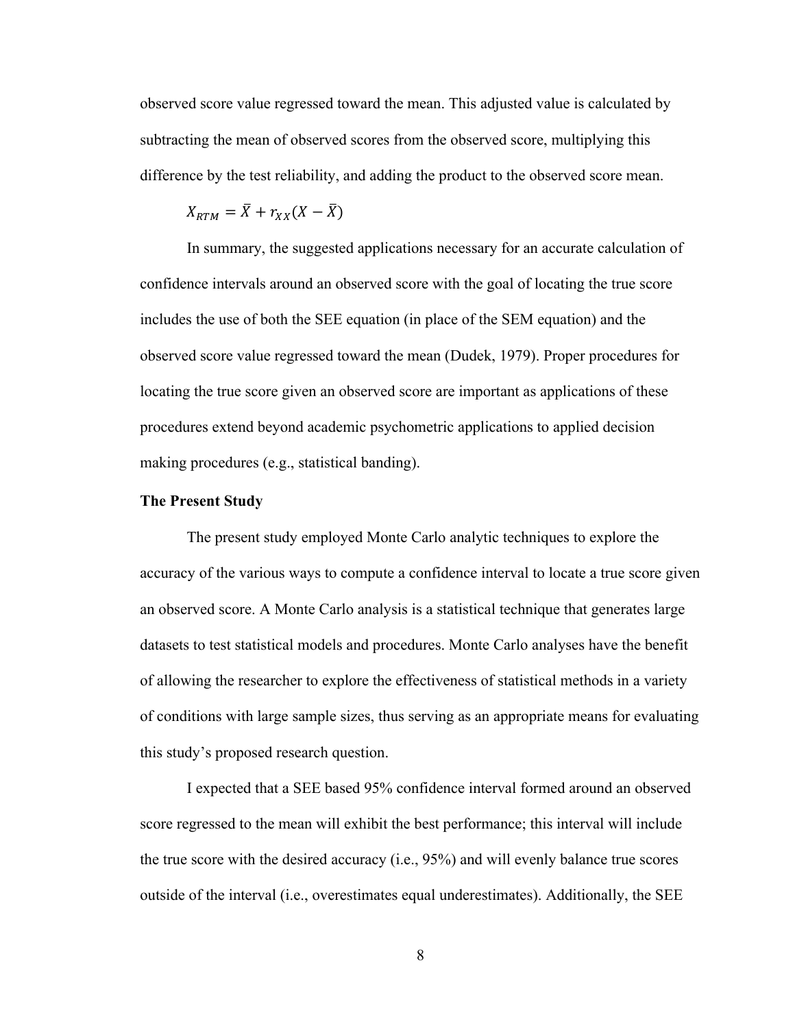observed score value regressed toward the mean. This adjusted value is calculated by subtracting the mean of observed scores from the observed score, multiplying this difference by the test reliability, and adding the product to the observed score mean.

$$X_{RTM} = \bar{X} + r_{XX}(X - \bar{X})$$

In summary, the suggested applications necessary for an accurate calculation of confidence intervals around an observed score with the goal of locating the true score includes the use of both the SEE equation (in place of the SEM equation) and the observed score value regressed toward the mean (Dudek, 1979). Proper procedures for locating the true score given an observed score are important as applications of these procedures extend beyond academic psychometric applications to applied decision making procedures (e.g., statistical banding).

**The Present Study**

The present study employed Monte Carlo analytic techniques to explore the accuracy of the various ways to compute a confidence interval to locate a true score given an observed score. A Monte Carlo analysis is a statistical technique that generates large datasets to test statistical models and procedures. Monte Carlo analyses have the benefit of allowing the researcher to explore the effectiveness of statistical methods in a variety of conditions with large sample sizes, thus serving as an appropriate means for evaluating this study's proposed research question.

I expected that a SEE based 95% confidence interval formed around an observed score regressed to the mean will exhibit the best performance; this interval will include the true score with the desired accuracy (i.e., 95%) and will evenly balance true scores outside of the interval (i.e., overestimates equal underestimates). Additionally, the SEE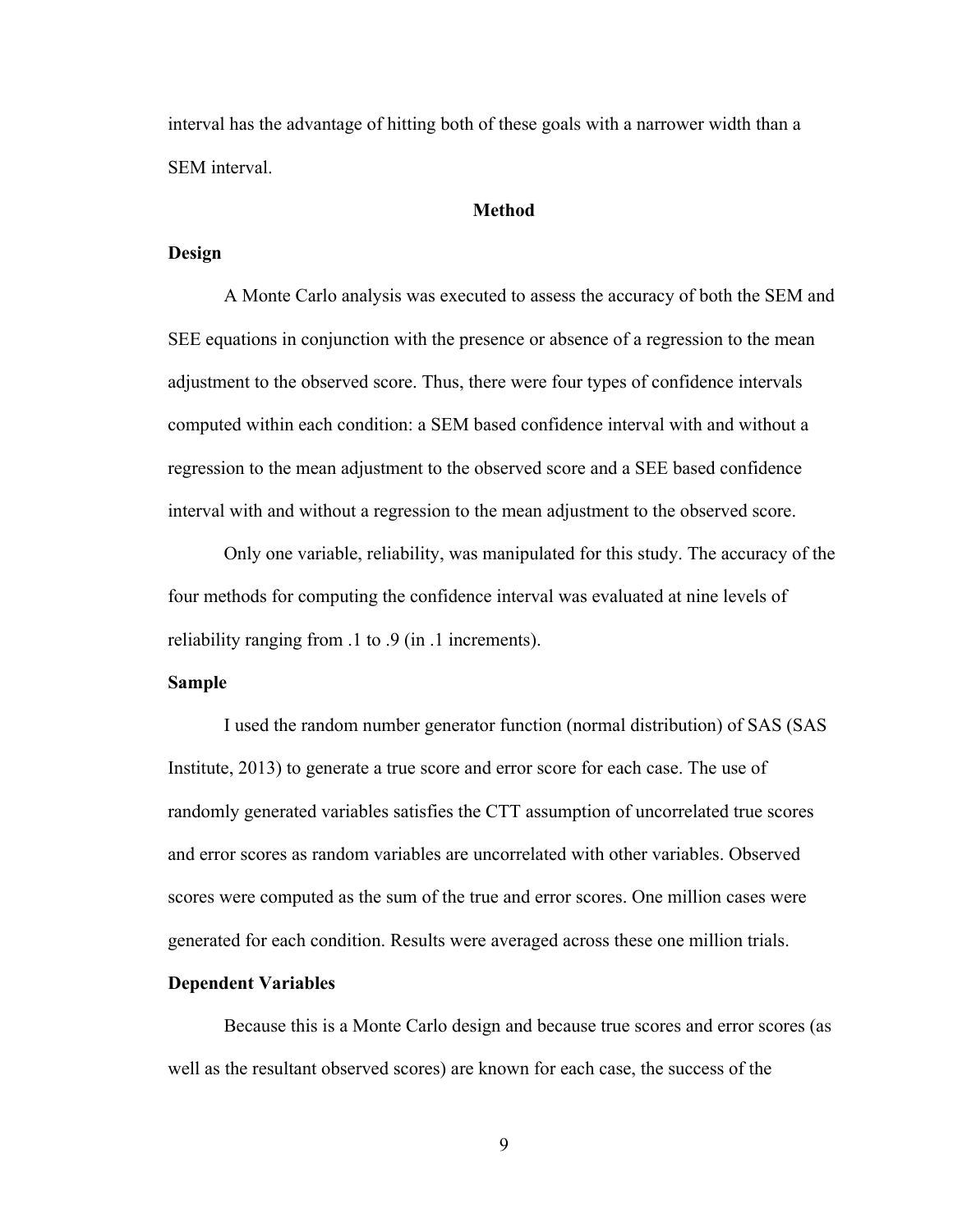interval has the advantage of hitting both of these goals with a narrower width than a SEM interval.

# Method

## Design

A Monte Carlo analysis was executed to assess the accuracy of both the SEM and SEE equations in conjunction with the presence or absence of a regression to the mean adjustment to the observed score. Thus, there were four types of confidence intervals computed within each condition: a SEM based confidence interval with and without a regression to the mean adjustment to the observed score and a SEE based confidence interval with and without a regression to the mean adjustment to the observed score.

Only one variable, reliability, was manipulated for this study. The accuracy of the four methods for computing the confidence interval was evaluated at nine levels of reliability ranging from .1 to .9 (in .1 increments).

## Sample

I used the random number generator function (normal distribution) of SAS (SAS Institute, 2013) to generate a true score and error score for each case. The use of randomly generated variables satisfies the CTT assumption of uncorrelated true scores and error scores as random variables are uncorrelated with other variables. Observed scores were computed as the sum of the true and error scores. One million cases were generated for each condition. Results were averaged across these one million trials.

## Dependent Variables

Because this is a Monte Carlo design and because true scores and error scores (as well as the resultant observed scores) are known for each case, the success of the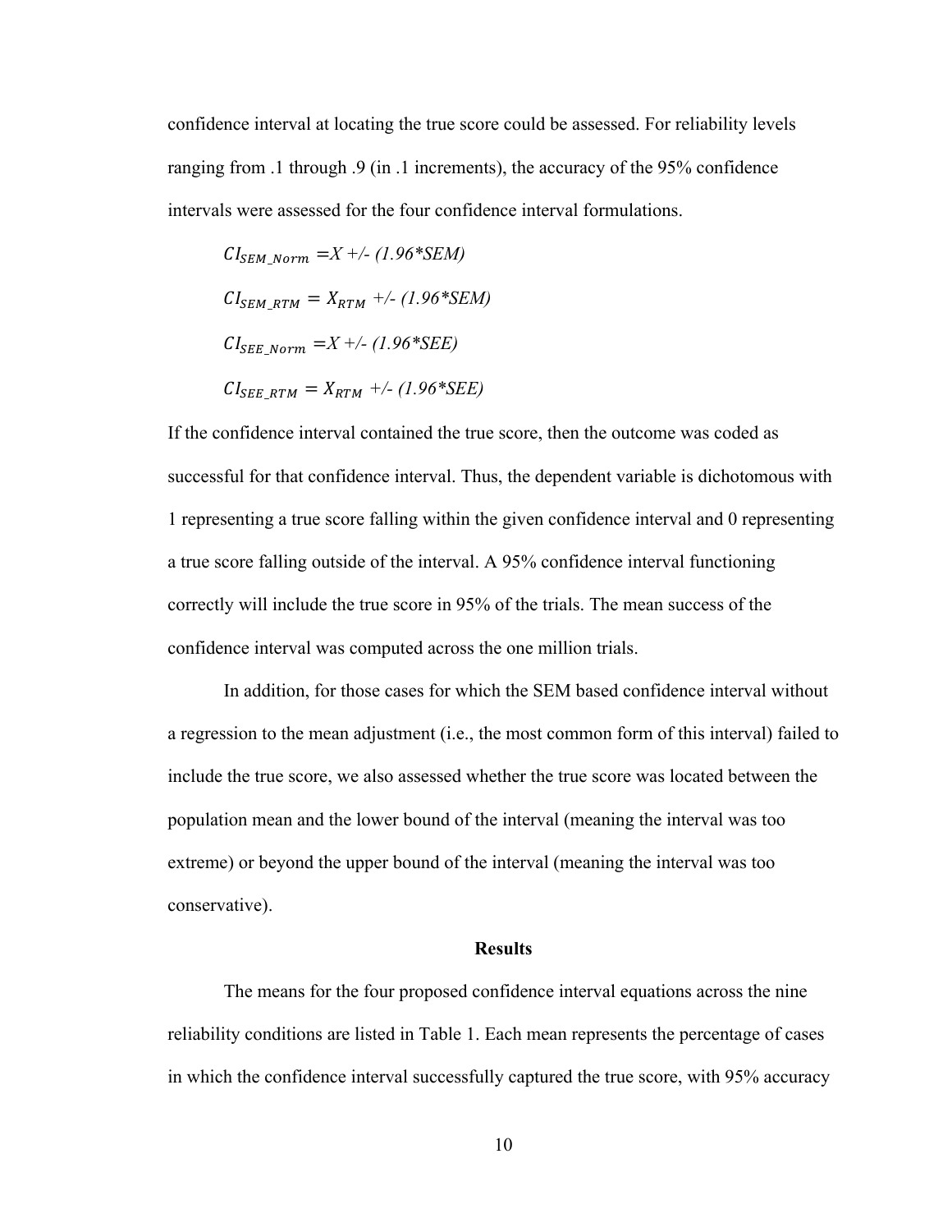confidence interval at locating the true score could be assessed. For reliability levels ranging from .1 through .9 (in .1 increments), the accuracy of the 95% confidence intervals were assessed for the four confidence interval formulations.

$$CI_{SEM\_Norm} = X \pm (1.96*SEM)$$

$$CI_{SEM\_RTM} = X_{RTM} \pm (1.96*SEM)$$

$$CI_{SEE\_Norm} = X \pm (1.96*SEE)$$

$$CI_{SEE\_RTM} = X_{RTM} \pm (1.96*SEE)$$

If the confidence interval contained the true score, then the outcome was coded as successful for that confidence interval. Thus, the dependent variable is dichotomous with 1 representing a true score falling within the given confidence interval and 0 representing a true score falling outside of the interval. A 95% confidence interval functioning correctly will include the true score in 95% of the trials. The mean success of the confidence interval was computed across the one million trials.

In addition, for those cases for which the SEM based confidence interval without a regression to the mean adjustment (i.e., the most common form of this interval) failed to include the true score, we also assessed whether the true score was located between the population mean and the lower bound of the interval (meaning the interval was too extreme) or beyond the upper bound of the interval (meaning the interval was too conservative).

## Results

The means for the four proposed confidence interval equations across the nine reliability conditions are listed in Table 1. Each mean represents the percentage of cases in which the confidence interval successfully captured the true score, with 95% accuracy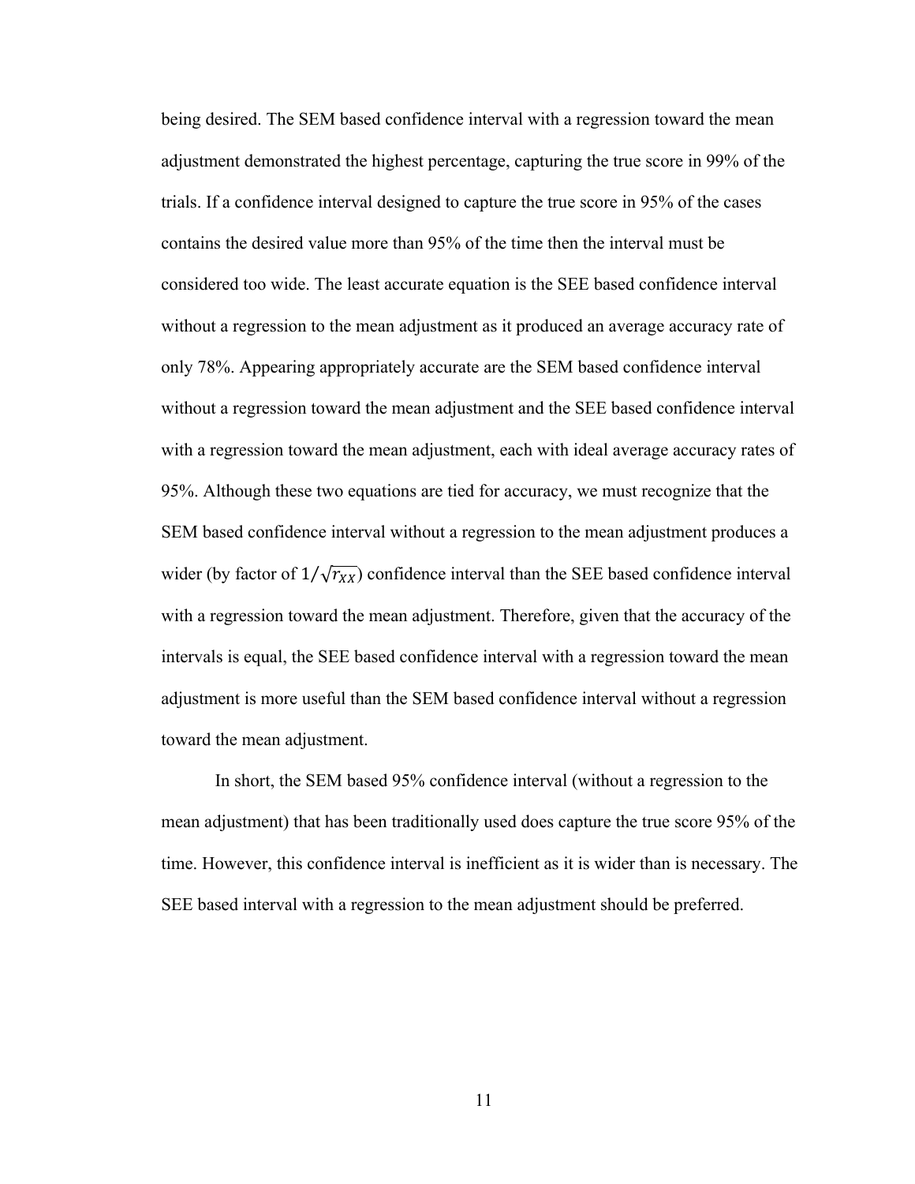being desired. The SEM based confidence interval with a regression toward the mean adjustment demonstrated the highest percentage, capturing the true score in 99% of the trials. If a confidence interval designed to capture the true score in 95% of the cases contains the desired value more than 95% of the time then the interval must be considered too wide. The least accurate equation is the SEE based confidence interval without a regression to the mean adjustment as it produced an average accuracy rate of only 78%. Appearing appropriately accurate are the SEM based confidence interval without a regression toward the mean adjustment and the SEE based confidence interval with a regression toward the mean adjustment, each with ideal average accuracy rates of 95%. Although these two equations are tied for accuracy, we must recognize that the SEM based confidence interval without a regression to the mean adjustment produces a wider (by factor of $1/\sqrt{r_{XX}}$) confidence interval than the SEE based confidence interval with a regression toward the mean adjustment. Therefore, given that the accuracy of the intervals is equal, the SEE based confidence interval with a regression toward the mean adjustment is more useful than the SEM based confidence interval without a regression toward the mean adjustment.

In short, the SEM based 95% confidence interval (without a regression to the mean adjustment) that has been traditionally used does capture the true score 95% of the time. However, this confidence interval is inefficient as it is wider than is necessary. The SEE based interval with a regression to the mean adjustment should be preferred.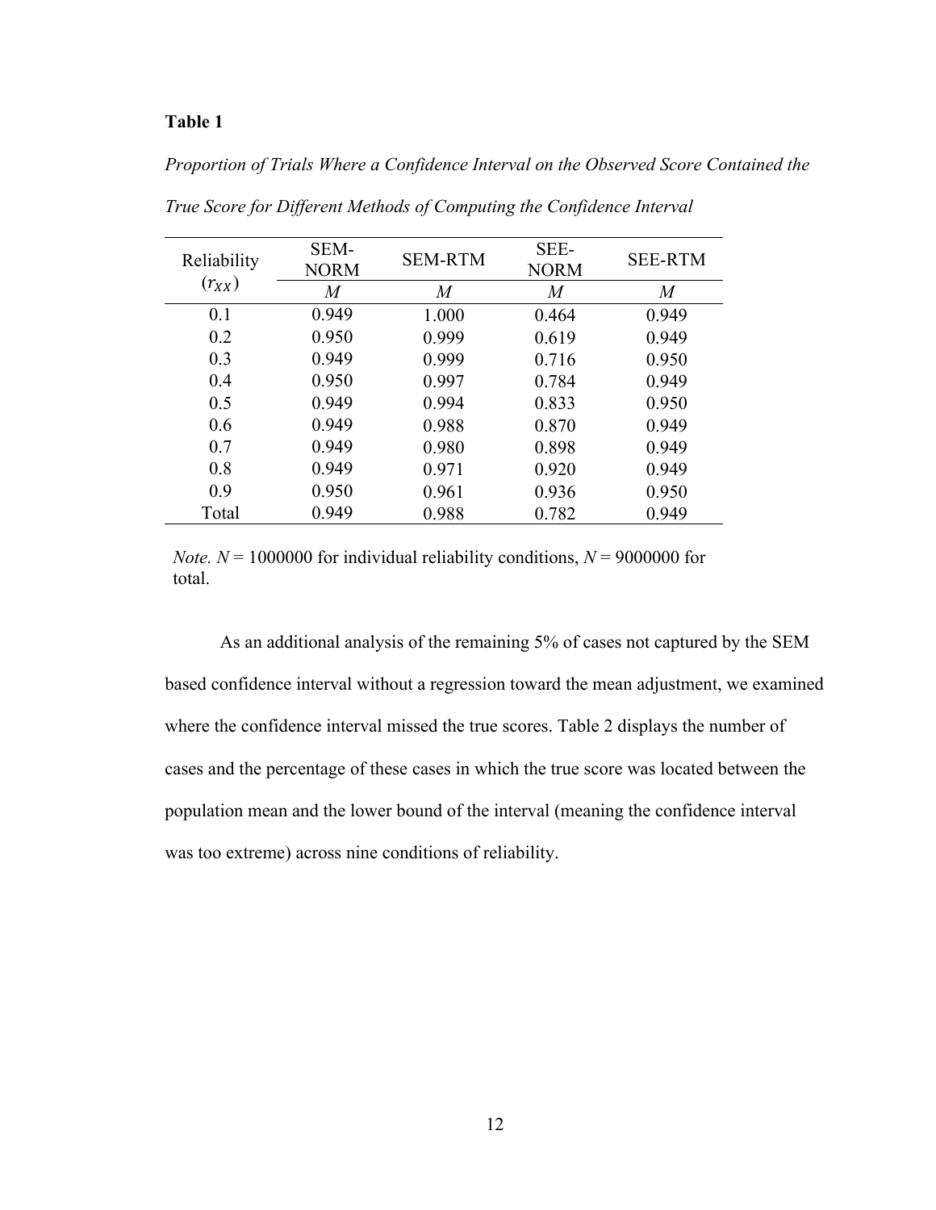**Table 1**

*Proportion of Trials Where a Confidence Interval on the Observed Score Contained the True Score for Different Methods of Computing the Confidence Interval*

| Reliability ($r_{XX}$) | SEM-NORM | SEM-RTM | SEE-NORM | SEE-RTM |
|---|---|---|---|---|
| | *M* | *M* | *M* | *M* |
| 0.1 | 0.949 | 1.000 | 0.464 | 0.949 |
| 0.2 | 0.950 | 0.999 | 0.619 | 0.949 |
| 0.3 | 0.949 | 0.999 | 0.716 | 0.950 |
| 0.4 | 0.950 | 0.997 | 0.784 | 0.949 |
| 0.5 | 0.949 | 0.994 | 0.833 | 0.950 |
| 0.6 | 0.949 | 0.988 | 0.870 | 0.949 |
| 0.7 | 0.949 | 0.980 | 0.898 | 0.949 |
| 0.8 | 0.949 | 0.971 | 0.920 | 0.949 |
| 0.9 | 0.950 | 0.961 | 0.936 | 0.950 |
| Total | 0.949 | 0.988 | 0.782 | 0.949 |

*Note.* *N* = 1000000 for individual reliability conditions, *N* = 9000000 for total.

As an additional analysis of the remaining 5% of cases not captured by the SEM based confidence interval without a regression toward the mean adjustment, we examined where the confidence interval missed the true scores. Table 2 displays the number of cases and the percentage of these cases in which the true score was located between the population mean and the lower bound of the interval (meaning the confidence interval was too extreme) across nine conditions of reliability.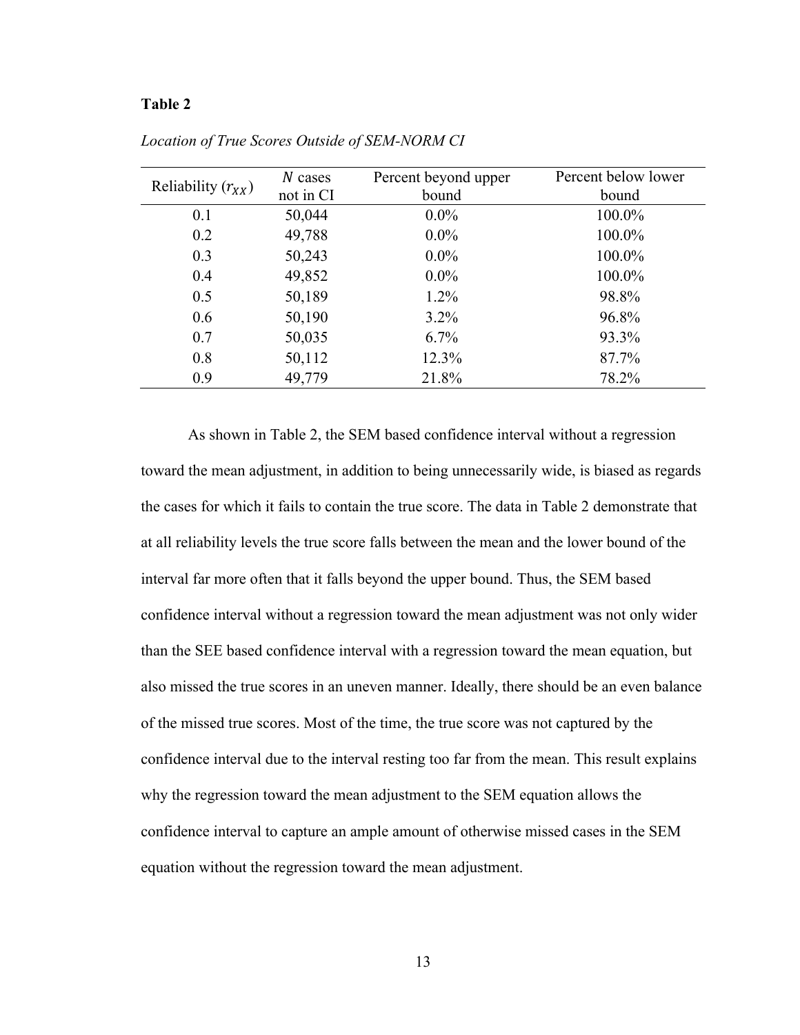**Table 2**

*Location of True Scores Outside of SEM-NORM CI*

| Reliability ($r_{XX}$) | $N$ cases not in CI | Percent beyond upper bound | Percent below lower bound |
|---|---|---|---|
| 0.1 | 50,044 | 0.0% | 100.0% |
| 0.2 | 49,788 | 0.0% | 100.0% |
| 0.3 | 50,243 | 0.0% | 100.0% |
| 0.4 | 49,852 | 0.0% | 100.0% |
| 0.5 | 50,189 | 1.2% | 98.8% |
| 0.6 | 50,190 | 3.2% | 96.8% |
| 0.7 | 50,035 | 6.7% | 93.3% |
| 0.8 | 50,112 | 12.3% | 87.7% |
| 0.9 | 49,779 | 21.8% | 78.2% |

As shown in Table 2, the SEM based confidence interval without a regression toward the mean adjustment, in addition to being unnecessarily wide, is biased as regards the cases for which it fails to contain the true score. The data in Table 2 demonstrate that at all reliability levels the true score falls between the mean and the lower bound of the interval far more often that it falls beyond the upper bound. Thus, the SEM based confidence interval without a regression toward the mean adjustment was not only wider than the SEE based confidence interval with a regression toward the mean equation, but also missed the true scores in an uneven manner. Ideally, there should be an even balance of the missed true scores. Most of the time, the true score was not captured by the confidence interval due to the interval resting too far from the mean. This result explains why the regression toward the mean adjustment to the SEM equation allows the confidence interval to capture an ample amount of otherwise missed cases in the SEM equation without the regression toward the mean adjustment.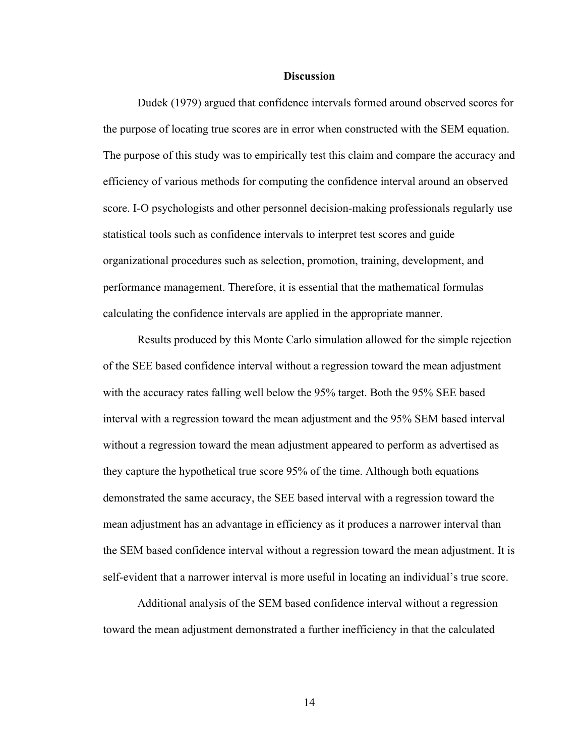# Discussion

Dudek (1979) argued that confidence intervals formed around observed scores for the purpose of locating true scores are in error when constructed with the SEM equation. The purpose of this study was to empirically test this claim and compare the accuracy and efficiency of various methods for computing the confidence interval around an observed score. I-O psychologists and other personnel decision-making professionals regularly use statistical tools such as confidence intervals to interpret test scores and guide organizational procedures such as selection, promotion, training, development, and performance management. Therefore, it is essential that the mathematical formulas calculating the confidence intervals are applied in the appropriate manner.

Results produced by this Monte Carlo simulation allowed for the simple rejection of the SEE based confidence interval without a regression toward the mean adjustment with the accuracy rates falling well below the 95% target. Both the 95% SEE based interval with a regression toward the mean adjustment and the 95% SEM based interval without a regression toward the mean adjustment appeared to perform as advertised as they capture the hypothetical true score 95% of the time. Although both equations demonstrated the same accuracy, the SEE based interval with a regression toward the mean adjustment has an advantage in efficiency as it produces a narrower interval than the SEM based confidence interval without a regression toward the mean adjustment. It is self-evident that a narrower interval is more useful in locating an individual's true score.

Additional analysis of the SEM based confidence interval without a regression toward the mean adjustment demonstrated a further inefficiency in that the calculated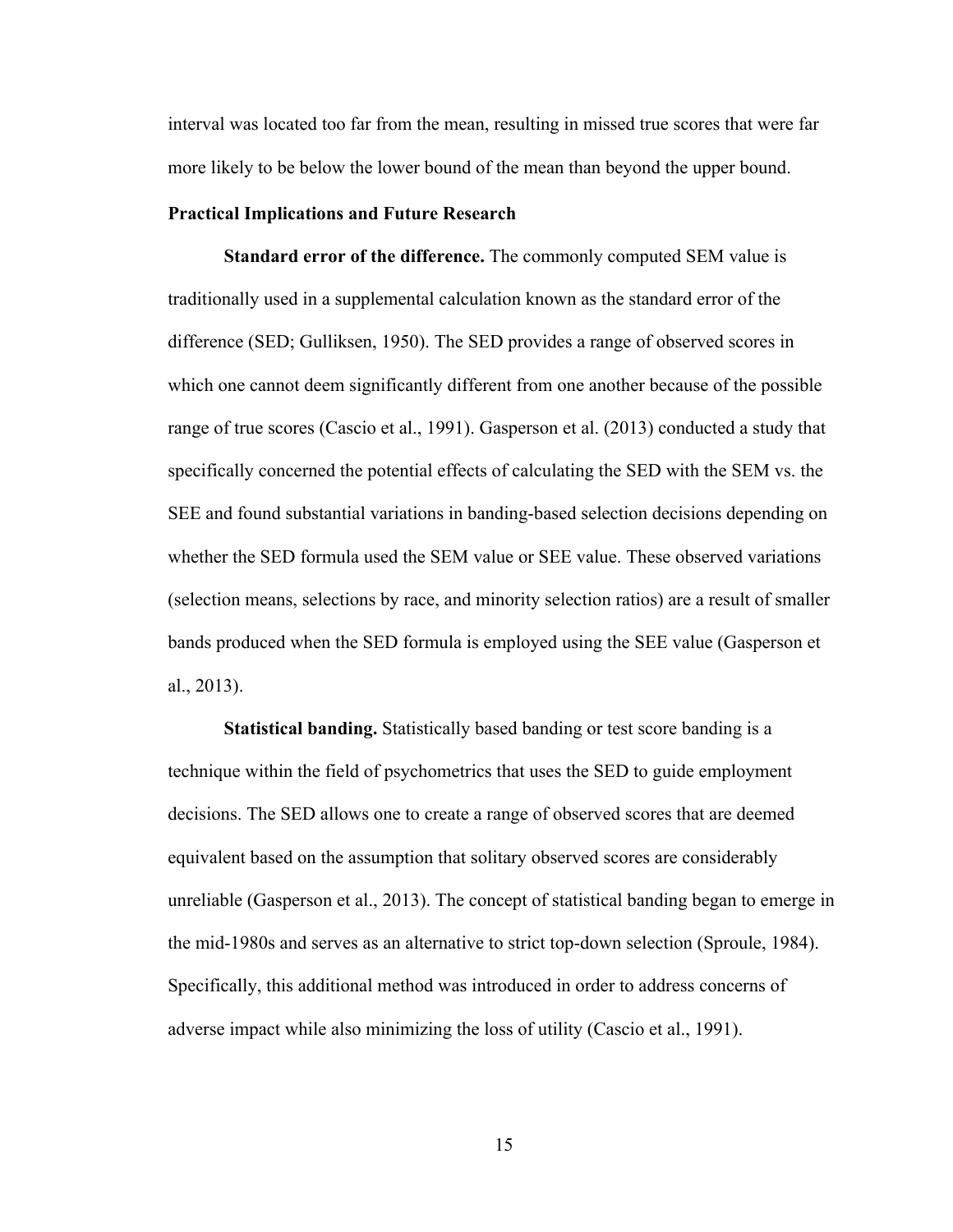interval was located too far from the mean, resulting in missed true scores that were far more likely to be below the lower bound of the mean than beyond the upper bound.

### Practical Implications and Future Research

**Standard error of the difference.** The commonly computed SEM value is traditionally used in a supplemental calculation known as the standard error of the difference (SED; Gulliksen, 1950). The SED provides a range of observed scores in which one cannot deem significantly different from one another because of the possible range of true scores (Cascio et al., 1991). Gasperson et al. (2013) conducted a study that specifically concerned the potential effects of calculating the SED with the SEM vs. the SEE and found substantial variations in banding-based selection decisions depending on whether the SED formula used the SEM value or SEE value. These observed variations (selection means, selections by race, and minority selection ratios) are a result of smaller bands produced when the SED formula is employed using the SEE value (Gasperson et al., 2013).

**Statistical banding.** Statistically based banding or test score banding is a technique within the field of psychometrics that uses the SED to guide employment decisions. The SED allows one to create a range of observed scores that are deemed equivalent based on the assumption that solitary observed scores are considerably unreliable (Gasperson et al., 2013). The concept of statistical banding began to emerge in the mid-1980s and serves as an alternative to strict top-down selection (Sproule, 1984). Specifically, this additional method was introduced in order to address concerns of adverse impact while also minimizing the loss of utility (Cascio et al., 1991).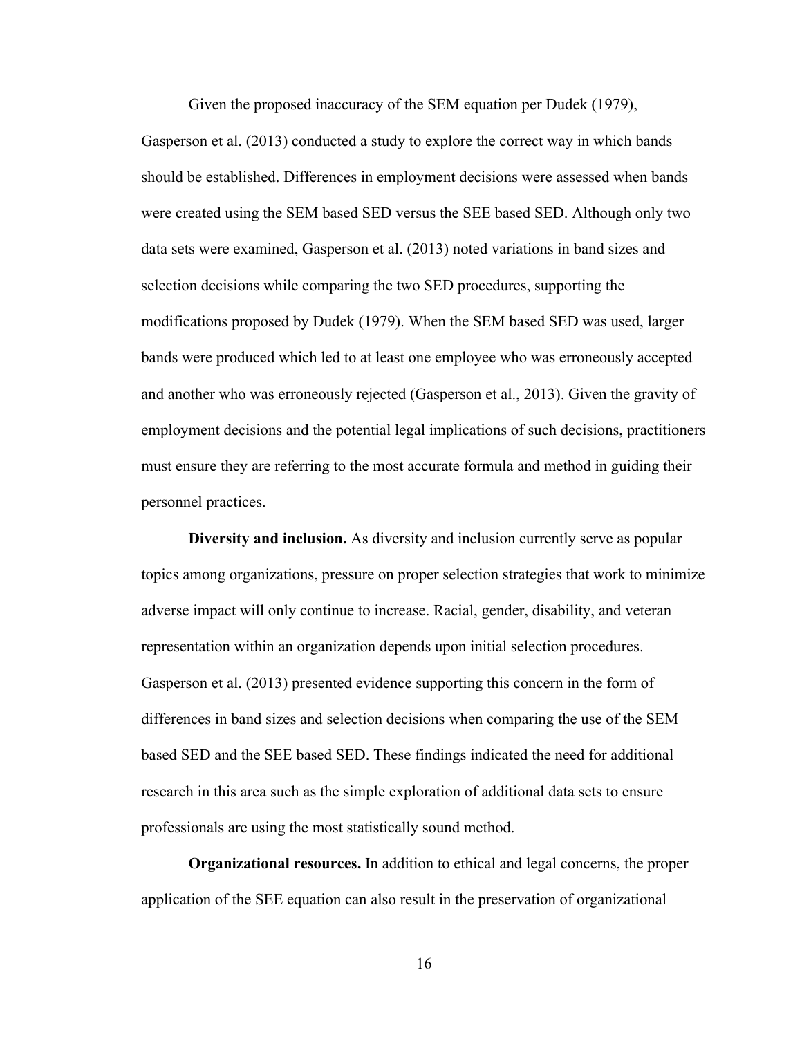Given the proposed inaccuracy of the SEM equation per Dudek (1979), Gasperson et al. (2013) conducted a study to explore the correct way in which bands should be established. Differences in employment decisions were assessed when bands were created using the SEM based SED versus the SEE based SED. Although only two data sets were examined, Gasperson et al. (2013) noted variations in band sizes and selection decisions while comparing the two SED procedures, supporting the modifications proposed by Dudek (1979). When the SEM based SED was used, larger bands were produced which led to at least one employee who was erroneously accepted and another who was erroneously rejected (Gasperson et al., 2013). Given the gravity of employment decisions and the potential legal implications of such decisions, practitioners must ensure they are referring to the most accurate formula and method in guiding their personnel practices.

**Diversity and inclusion.** As diversity and inclusion currently serve as popular topics among organizations, pressure on proper selection strategies that work to minimize adverse impact will only continue to increase. Racial, gender, disability, and veteran representation within an organization depends upon initial selection procedures. Gasperson et al. (2013) presented evidence supporting this concern in the form of differences in band sizes and selection decisions when comparing the use of the SEM based SED and the SEE based SED. These findings indicated the need for additional research in this area such as the simple exploration of additional data sets to ensure professionals are using the most statistically sound method.

**Organizational resources.** In addition to ethical and legal concerns, the proper application of the SEE equation can also result in the preservation of organizational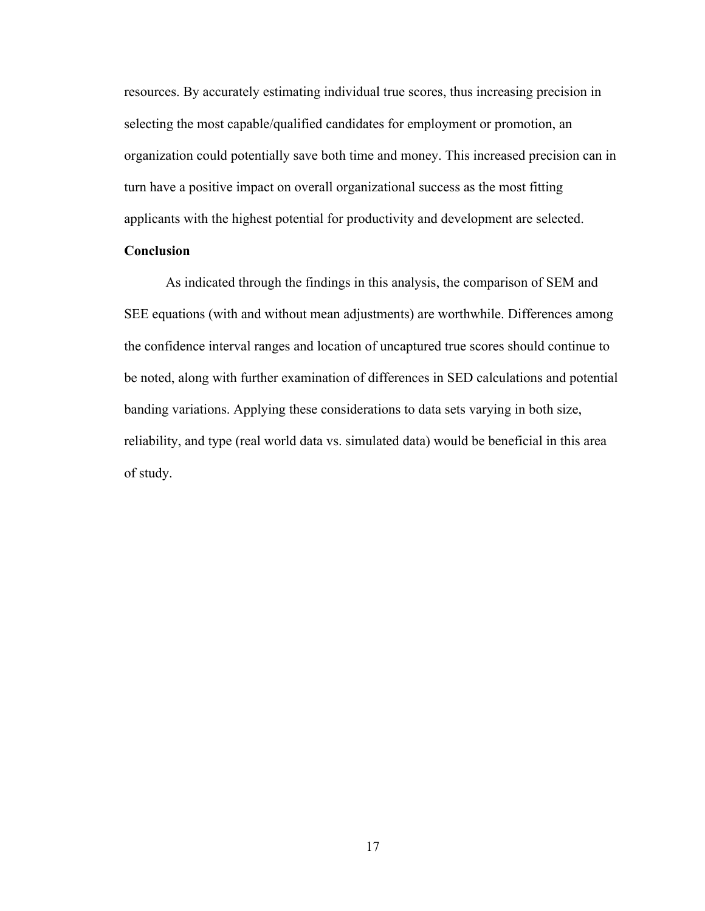resources. By accurately estimating individual true scores, thus increasing precision in selecting the most capable/qualified candidates for employment or promotion, an organization could potentially save both time and money. This increased precision can in turn have a positive impact on overall organizational success as the most fitting applicants with the highest potential for productivity and development are selected.

**Conclusion**

As indicated through the findings in this analysis, the comparison of SEM and SEE equations (with and without mean adjustments) are worthwhile. Differences among the confidence interval ranges and location of uncaptured true scores should continue to be noted, along with further examination of differences in SED calculations and potential banding variations. Applying these considerations to data sets varying in both size, reliability, and type (real world data vs. simulated data) would be beneficial in this area of study.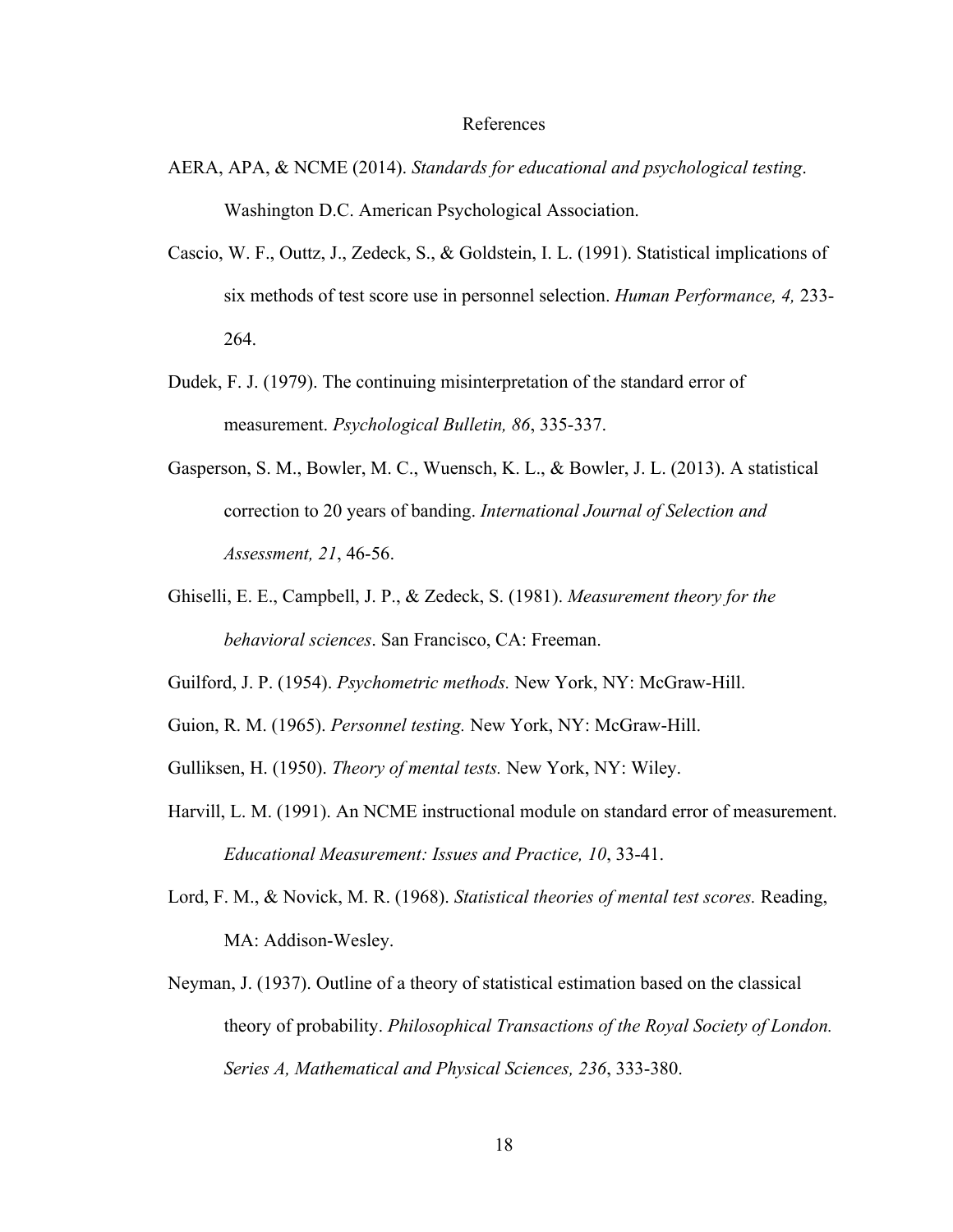# References

AERA, APA, & NCME (2014). *Standards for educational and psychological testing*. Washington D.C. American Psychological Association.

Cascio, W. F., Outtz, J., Zedeck, S., & Goldstein, I. L. (1991). Statistical implications of six methods of test score use in personnel selection. *Human Performance, 4,* 233-264.

Dudek, F. J. (1979). The continuing misinterpretation of the standard error of measurement. *Psychological Bulletin, 86*, 335-337.

Gasperson, S. M., Bowler, M. C., Wuensch, K. L., & Bowler, J. L. (2013). A statistical correction to 20 years of banding. *International Journal of Selection and Assessment, 21*, 46-56.

Ghiselli, E. E., Campbell, J. P., & Zedeck, S. (1981). *Measurement theory for the behavioral sciences*. San Francisco, CA: Freeman.

Guilford, J. P. (1954). *Psychometric methods.* New York, NY: McGraw-Hill.

Guion, R. M. (1965). *Personnel testing.* New York, NY: McGraw-Hill.

Gulliksen, H. (1950). *Theory of mental tests.* New York, NY: Wiley.

Harvill, L. M. (1991). An NCME instructional module on standard error of measurement. *Educational Measurement: Issues and Practice, 10*, 33-41.

Lord, F. M., & Novick, M. R. (1968). *Statistical theories of mental test scores.* Reading, MA: Addison-Wesley.

Neyman, J. (1937). Outline of a theory of statistical estimation based on the classical theory of probability. *Philosophical Transactions of the Royal Society of London. Series A, Mathematical and Physical Sciences, 236*, 333-380.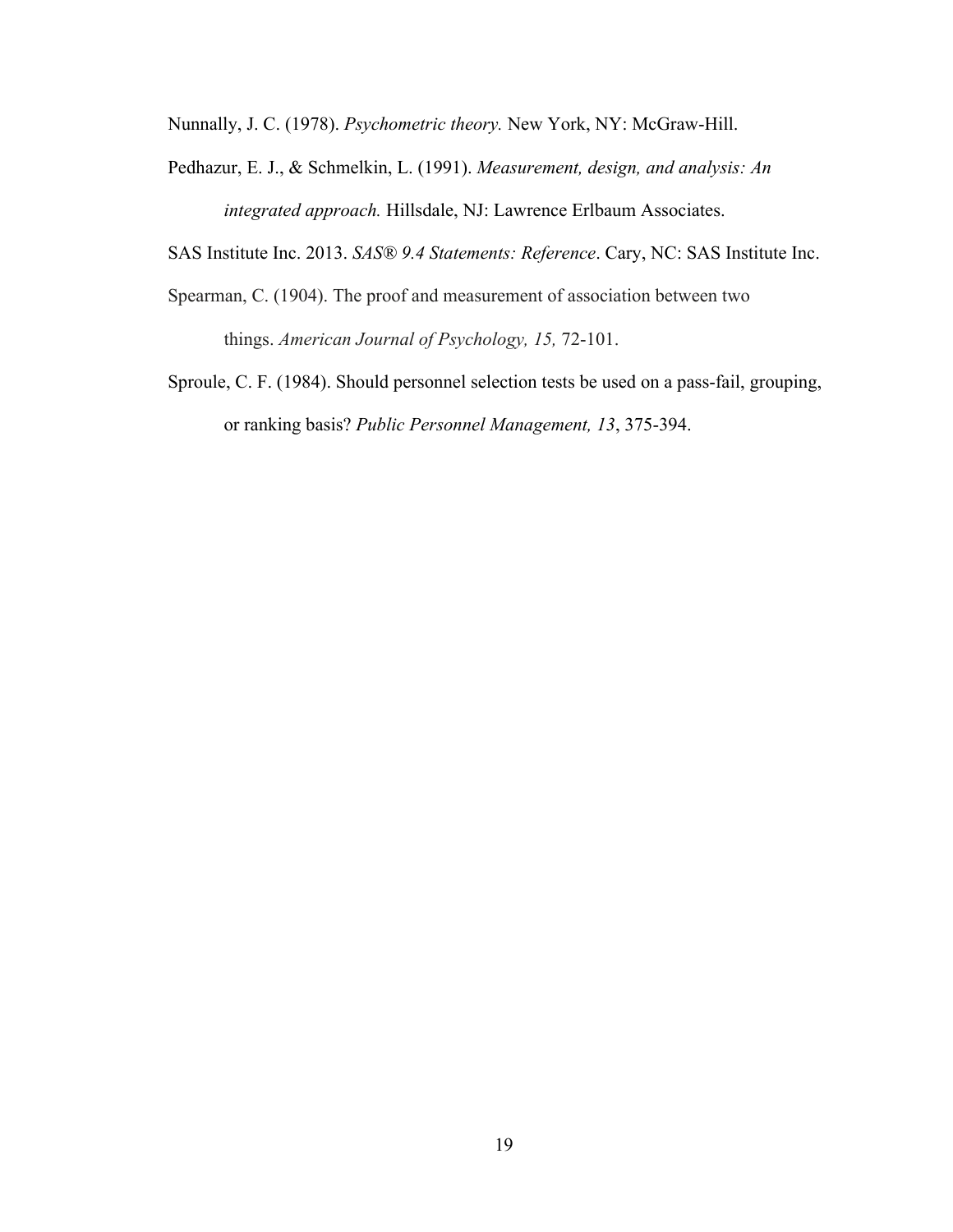Nunnally, J. C. (1978). *Psychometric theory.* New York, NY: McGraw-Hill.

Pedhazur, E. J., & Schmelkin, L. (1991). *Measurement, design, and analysis: An integrated approach.* Hillsdale, NJ: Lawrence Erlbaum Associates.

SAS Institute Inc. 2013. *SAS® 9.4 Statements: Reference*. Cary, NC: SAS Institute Inc.

Spearman, C. (1904). The proof and measurement of association between two things. *American Journal of Psychology, 15,* 72-101.

Sproule, C. F. (1984). Should personnel selection tests be used on a pass-fail, grouping, or ranking basis? *Public Personnel Management, 13*, 375-394.